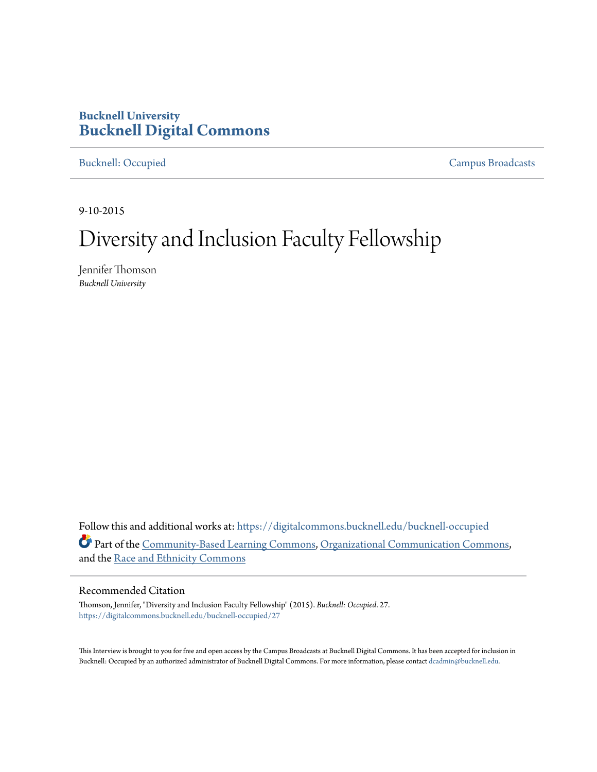Bucknell University
**Bucknell Digital Commons**

Bucknell: Occupied | Campus Broadcasts

9-10-2015

# Diversity and Inclusion Faculty Fellowship

Jennifer Thomson
*Bucknell University*

Follow this and additional works at: https://digitalcommons.bucknell.edu/bucknell-occupied

Part of the Community-Based Learning Commons, Organizational Communication Commons, and the Race and Ethnicity Commons

## Recommended Citation

Thomson, Jennifer, "Diversity and Inclusion Faculty Fellowship" (2015). *Bucknell: Occupied*. 27.
https://digitalcommons.bucknell.edu/bucknell-occupied/27

This Interview is brought to you for free and open access by the Campus Broadcasts at Bucknell Digital Commons. It has been accepted for inclusion in Bucknell: Occupied by an authorized administrator of Bucknell Digital Commons. For more information, please contact dcadmin@bucknell.edu.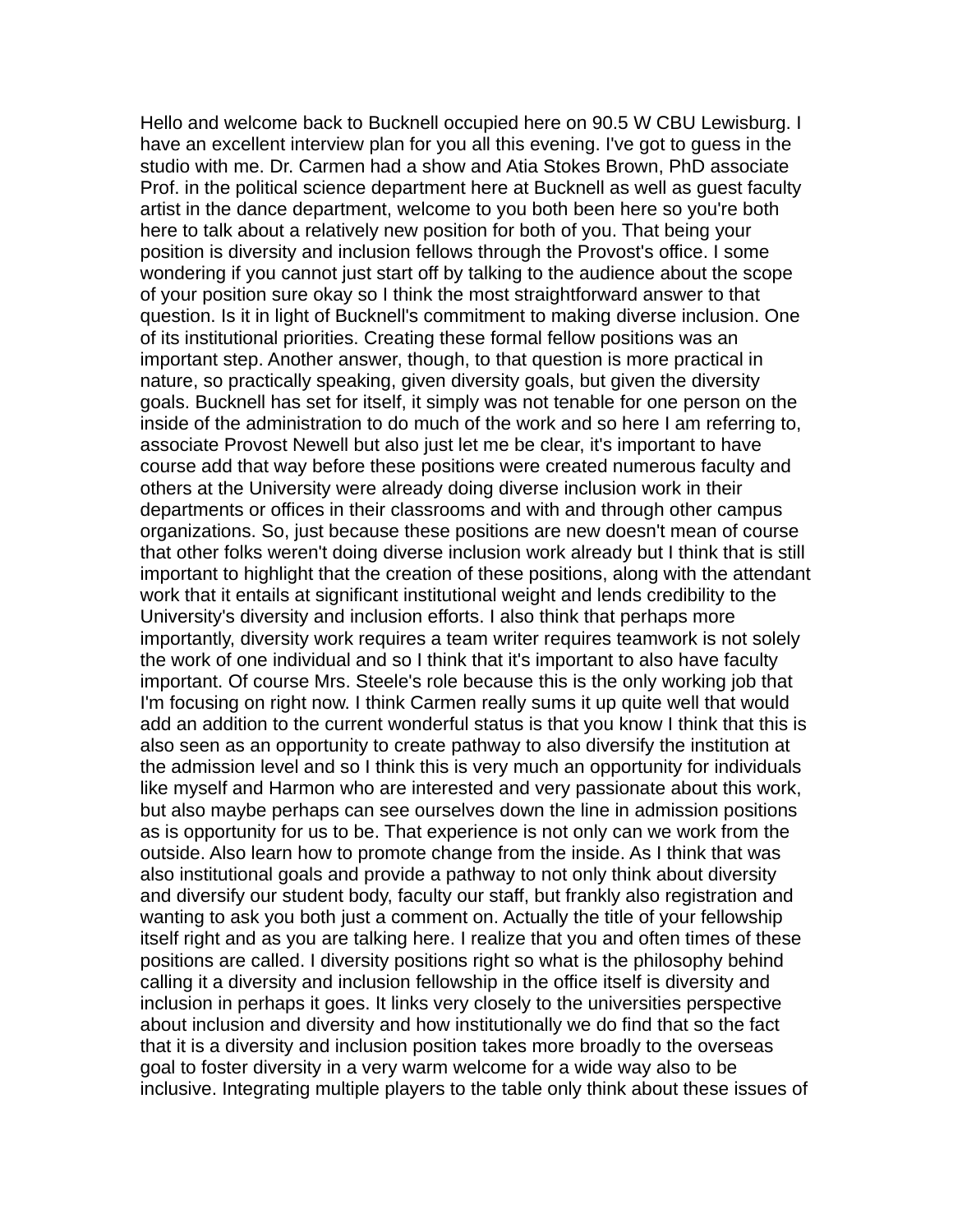Hello and welcome back to Bucknell occupied here on 90.5 W CBU Lewisburg. I have an excellent interview plan for you all this evening. I've got to guess in the studio with me. Dr. Carmen had a show and Atia Stokes Brown, PhD associate Prof. in the political science department here at Bucknell as well as guest faculty artist in the dance department, welcome to you both been here so you're both here to talk about a relatively new position for both of you. That being your position is diversity and inclusion fellows through the Provost's office. I some wondering if you cannot just start off by talking to the audience about the scope of your position sure okay so I think the most straightforward answer to that question. Is it in light of Bucknell's commitment to making diverse inclusion. One of its institutional priorities. Creating these formal fellow positions was an important step. Another answer, though, to that question is more practical in nature, so practically speaking, given diversity goals, but given the diversity goals. Bucknell has set for itself, it simply was not tenable for one person on the inside of the administration to do much of the work and so here I am referring to, associate Provost Newell but also just let me be clear, it's important to have course add that way before these positions were created numerous faculty and others at the University were already doing diverse inclusion work in their departments or offices in their classrooms and with and through other campus organizations. So, just because these positions are new doesn't mean of course that other folks weren't doing diverse inclusion work already but I think that is still important to highlight that the creation of these positions, along with the attendant work that it entails at significant institutional weight and lends credibility to the University's diversity and inclusion efforts. I also think that perhaps more importantly, diversity work requires a team writer requires teamwork is not solely the work of one individual and so I think that it's important to also have faculty important. Of course Mrs. Steele's role because this is the only working job that I'm focusing on right now. I think Carmen really sums it up quite well that would add an addition to the current wonderful status is that you know I think that this is also seen as an opportunity to create pathway to also diversify the institution at the admission level and so I think this is very much an opportunity for individuals like myself and Harmon who are interested and very passionate about this work, but also maybe perhaps can see ourselves down the line in admission positions as is opportunity for us to be. That experience is not only can we work from the outside. Also learn how to promote change from the inside. As I think that was also institutional goals and provide a pathway to not only think about diversity and diversify our student body, faculty our staff, but frankly also registration and wanting to ask you both just a comment on. Actually the title of your fellowship itself right and as you are talking here. I realize that you and often times of these positions are called. I diversity positions right so what is the philosophy behind calling it a diversity and inclusion fellowship in the office itself is diversity and inclusion in perhaps it goes. It links very closely to the universities perspective about inclusion and diversity and how institutionally we do find that so the fact that it is a diversity and inclusion position takes more broadly to the overseas goal to foster diversity in a very warm welcome for a wide way also to be inclusive. Integrating multiple players to the table only think about these issues of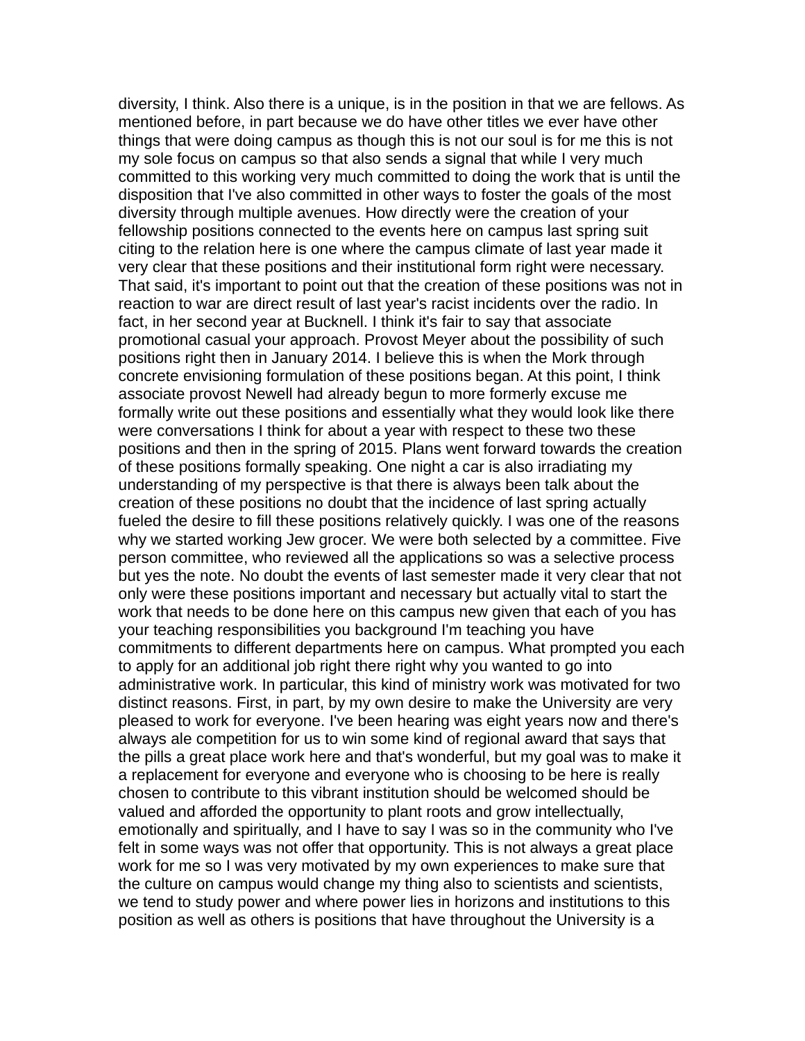diversity, I think. Also there is a unique, is in the position in that we are fellows. As mentioned before, in part because we do have other titles we ever have other things that were doing campus as though this is not our soul is for me this is not my sole focus on campus so that also sends a signal that while I very much committed to this working very much committed to doing the work that is until the disposition that I've also committed in other ways to foster the goals of the most diversity through multiple avenues. How directly were the creation of your fellowship positions connected to the events here on campus last spring suit citing to the relation here is one where the campus climate of last year made it very clear that these positions and their institutional form right were necessary. That said, it's important to point out that the creation of these positions was not in reaction to war are direct result of last year's racist incidents over the radio. In fact, in her second year at Bucknell. I think it's fair to say that associate promotional casual your approach. Provost Meyer about the possibility of such positions right then in January 2014. I believe this is when the Mork through concrete envisioning formulation of these positions began. At this point, I think associate provost Newell had already begun to more formerly excuse me formally write out these positions and essentially what they would look like there were conversations I think for about a year with respect to these two these positions and then in the spring of 2015. Plans went forward towards the creation of these positions formally speaking. One night a car is also irradiating my understanding of my perspective is that there is always been talk about the creation of these positions no doubt that the incidence of last spring actually fueled the desire to fill these positions relatively quickly. I was one of the reasons why we started working Jew grocer. We were both selected by a committee. Five person committee, who reviewed all the applications so was a selective process but yes the note. No doubt the events of last semester made it very clear that not only were these positions important and necessary but actually vital to start the work that needs to be done here on this campus new given that each of you has your teaching responsibilities you background I'm teaching you have commitments to different departments here on campus. What prompted you each to apply for an additional job right there right why you wanted to go into administrative work. In particular, this kind of ministry work was motivated for two distinct reasons. First, in part, by my own desire to make the University are very pleased to work for everyone. I've been hearing was eight years now and there's always ale competition for us to win some kind of regional award that says that the pills a great place work here and that's wonderful, but my goal was to make it a replacement for everyone and everyone who is choosing to be here is really chosen to contribute to this vibrant institution should be welcomed should be valued and afforded the opportunity to plant roots and grow intellectually, emotionally and spiritually, and I have to say I was so in the community who I've felt in some ways was not offer that opportunity. This is not always a great place work for me so I was very motivated by my own experiences to make sure that the culture on campus would change my thing also to scientists and scientists, we tend to study power and where power lies in horizons and institutions to this position as well as others is positions that have throughout the University is a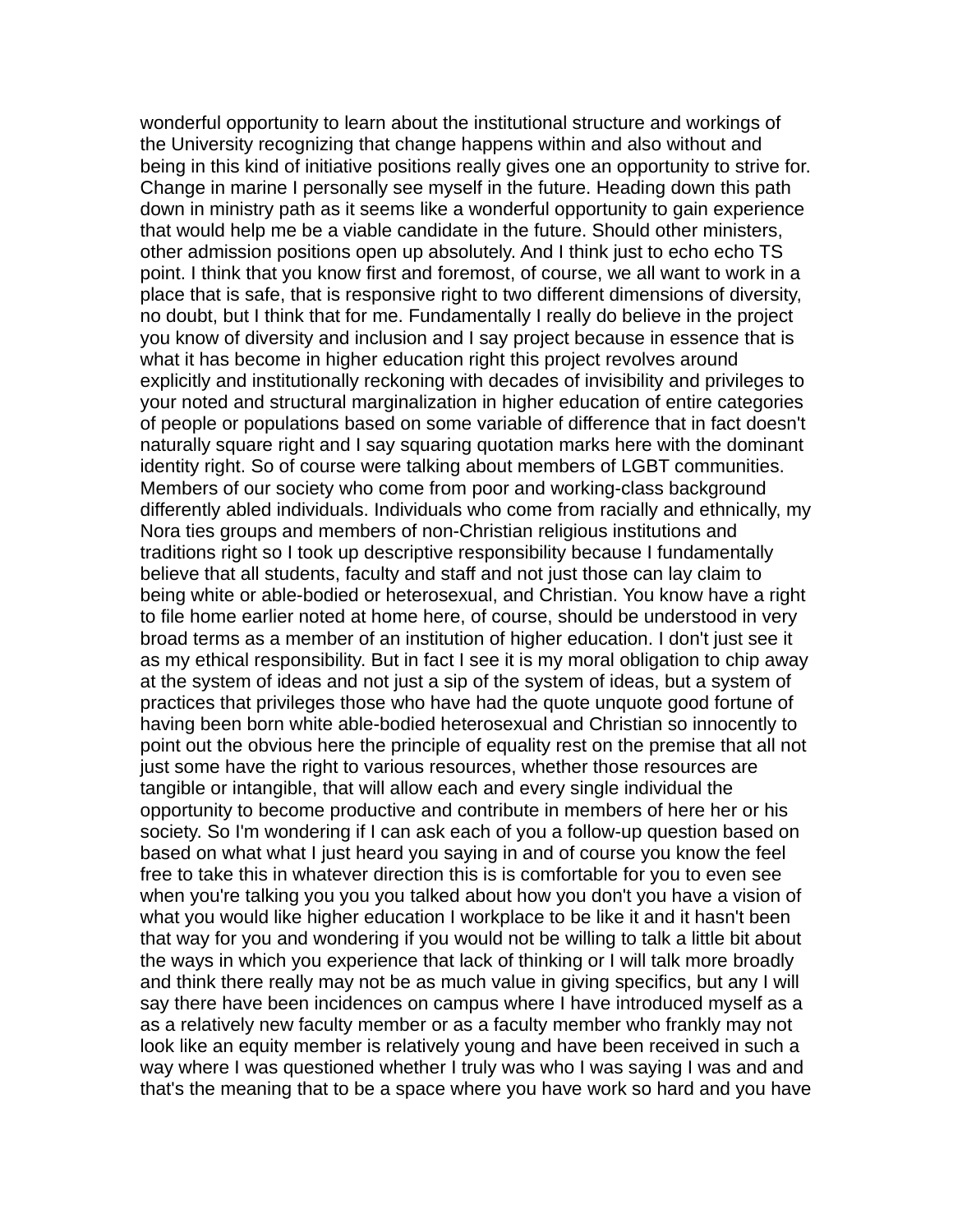wonderful opportunity to learn about the institutional structure and workings of the University recognizing that change happens within and also without and being in this kind of initiative positions really gives one an opportunity to strive for. Change in marine I personally see myself in the future. Heading down this path down in ministry path as it seems like a wonderful opportunity to gain experience that would help me be a viable candidate in the future. Should other ministers, other admission positions open up absolutely. And I think just to echo echo TS point. I think that you know first and foremost, of course, we all want to work in a place that is safe, that is responsive right to two different dimensions of diversity, no doubt, but I think that for me. Fundamentally I really do believe in the project you know of diversity and inclusion and I say project because in essence that is what it has become in higher education right this project revolves around explicitly and institutionally reckoning with decades of invisibility and privileges to your noted and structural marginalization in higher education of entire categories of people or populations based on some variable of difference that in fact doesn't naturally square right and I say squaring quotation marks here with the dominant identity right. So of course were talking about members of LGBT communities. Members of our society who come from poor and working-class background differently abled individuals. Individuals who come from racially and ethnically, my Nora ties groups and members of non-Christian religious institutions and traditions right so I took up descriptive responsibility because I fundamentally believe that all students, faculty and staff and not just those can lay claim to being white or able-bodied or heterosexual, and Christian. You know have a right to file home earlier noted at home here, of course, should be understood in very broad terms as a member of an institution of higher education. I don't just see it as my ethical responsibility. But in fact I see it is my moral obligation to chip away at the system of ideas and not just a sip of the system of ideas, but a system of practices that privileges those who have had the quote unquote good fortune of having been born white able-bodied heterosexual and Christian so innocently to point out the obvious here the principle of equality rest on the premise that all not just some have the right to various resources, whether those resources are tangible or intangible, that will allow each and every single individual the opportunity to become productive and contribute in members of here her or his society. So I'm wondering if I can ask each of you a follow-up question based on based on what what I just heard you saying in and of course you know the feel free to take this in whatever direction this is is comfortable for you to even see when you're talking you you you talked about how you don't you have a vision of what you would like higher education I workplace to be like it and it hasn't been that way for you and wondering if you would not be willing to talk a little bit about the ways in which you experience that lack of thinking or I will talk more broadly and think there really may not be as much value in giving specifics, but any I will say there have been incidences on campus where I have introduced myself as a as a relatively new faculty member or as a faculty member who frankly may not look like an equity member is relatively young and have been received in such a way where I was questioned whether I truly was who I was saying I was and and that's the meaning that to be a space where you have work so hard and you have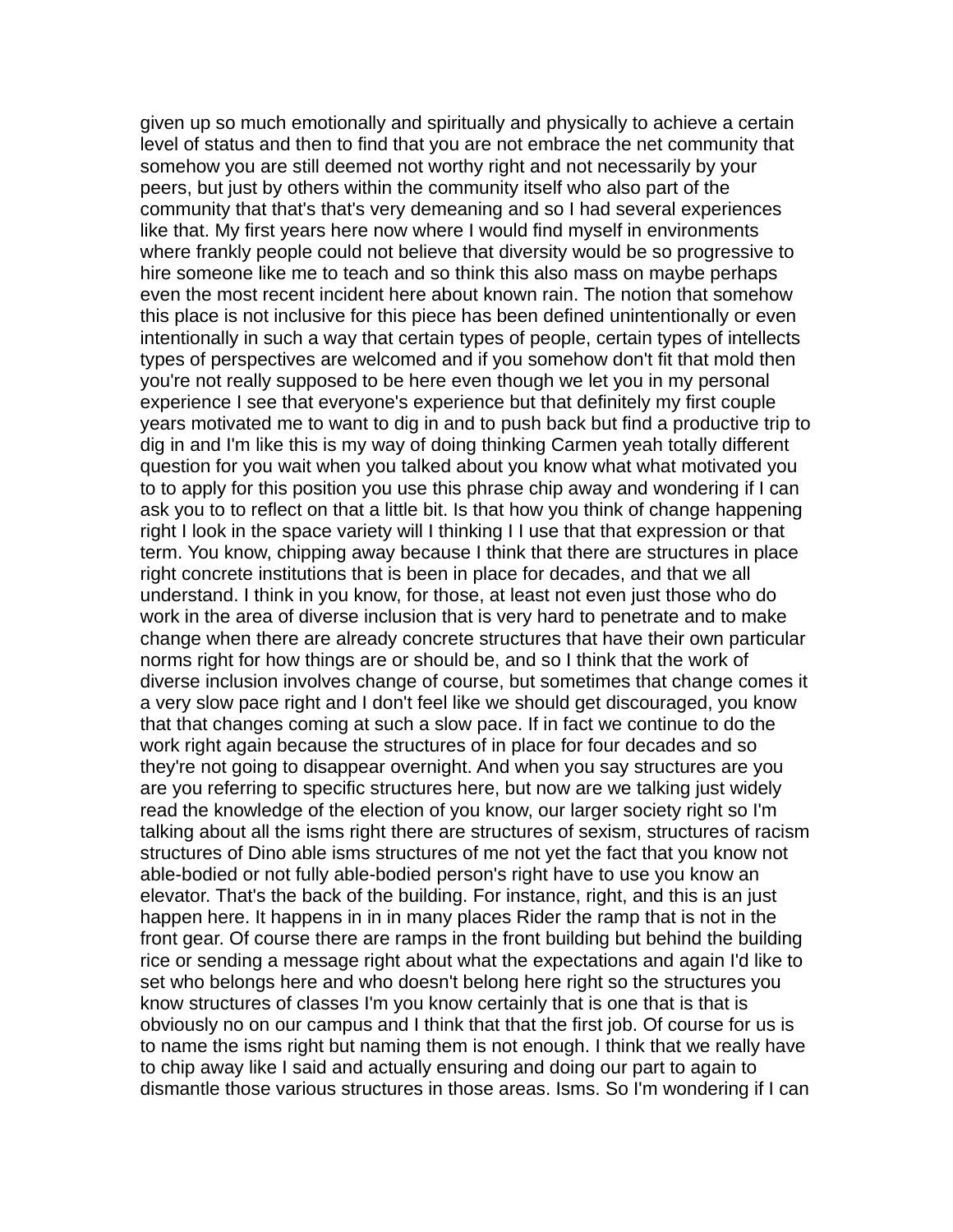given up so much emotionally and spiritually and physically to achieve a certain level of status and then to find that you are not embrace the net community that somehow you are still deemed not worthy right and not necessarily by your peers, but just by others within the community itself who also part of the community that that's that's very demeaning and so I had several experiences like that. My first years here now where I would find myself in environments where frankly people could not believe that diversity would be so progressive to hire someone like me to teach and so think this also mass on maybe perhaps even the most recent incident here about known rain. The notion that somehow this place is not inclusive for this piece has been defined unintentionally or even intentionally in such a way that certain types of people, certain types of intellects types of perspectives are welcomed and if you somehow don't fit that mold then you're not really supposed to be here even though we let you in my personal experience I see that everyone's experience but that definitely my first couple years motivated me to want to dig in and to push back but find a productive trip to dig in and I'm like this is my way of doing thinking Carmen yeah totally different question for you wait when you talked about you know what what motivated you to to apply for this position you use this phrase chip away and wondering if I can ask you to to reflect on that a little bit. Is that how you think of change happening right I look in the space variety will I thinking I I use that that expression or that term. You know, chipping away because I think that there are structures in place right concrete institutions that is been in place for decades, and that we all understand. I think in you know, for those, at least not even just those who do work in the area of diverse inclusion that is very hard to penetrate and to make change when there are already concrete structures that have their own particular norms right for how things are or should be, and so I think that the work of diverse inclusion involves change of course, but sometimes that change comes it a very slow pace right and I don't feel like we should get discouraged, you know that that changes coming at such a slow pace. If in fact we continue to do the work right again because the structures of in place for four decades and so they're not going to disappear overnight. And when you say structures are you are you referring to specific structures here, but now are we talking just widely read the knowledge of the election of you know, our larger society right so I'm talking about all the isms right there are structures of sexism, structures of racism structures of Dino able isms structures of me not yet the fact that you know not able-bodied or not fully able-bodied person's right have to use you know an elevator. That's the back of the building. For instance, right, and this is an just happen here. It happens in in many places Rider the ramp that is not in the front gear. Of course there are ramps in the front building but behind the building rice or sending a message right about what the expectations and again I'd like to set who belongs here and who doesn't belong here right so the structures you know structures of classes I'm you know certainly that is one that is that is obviously no on our campus and I think that that the first job. Of course for us is to name the isms right but naming them is not enough. I think that we really have to chip away like I said and actually ensuring and doing our part to again to dismantle those various structures in those areas. Isms. So I'm wondering if I can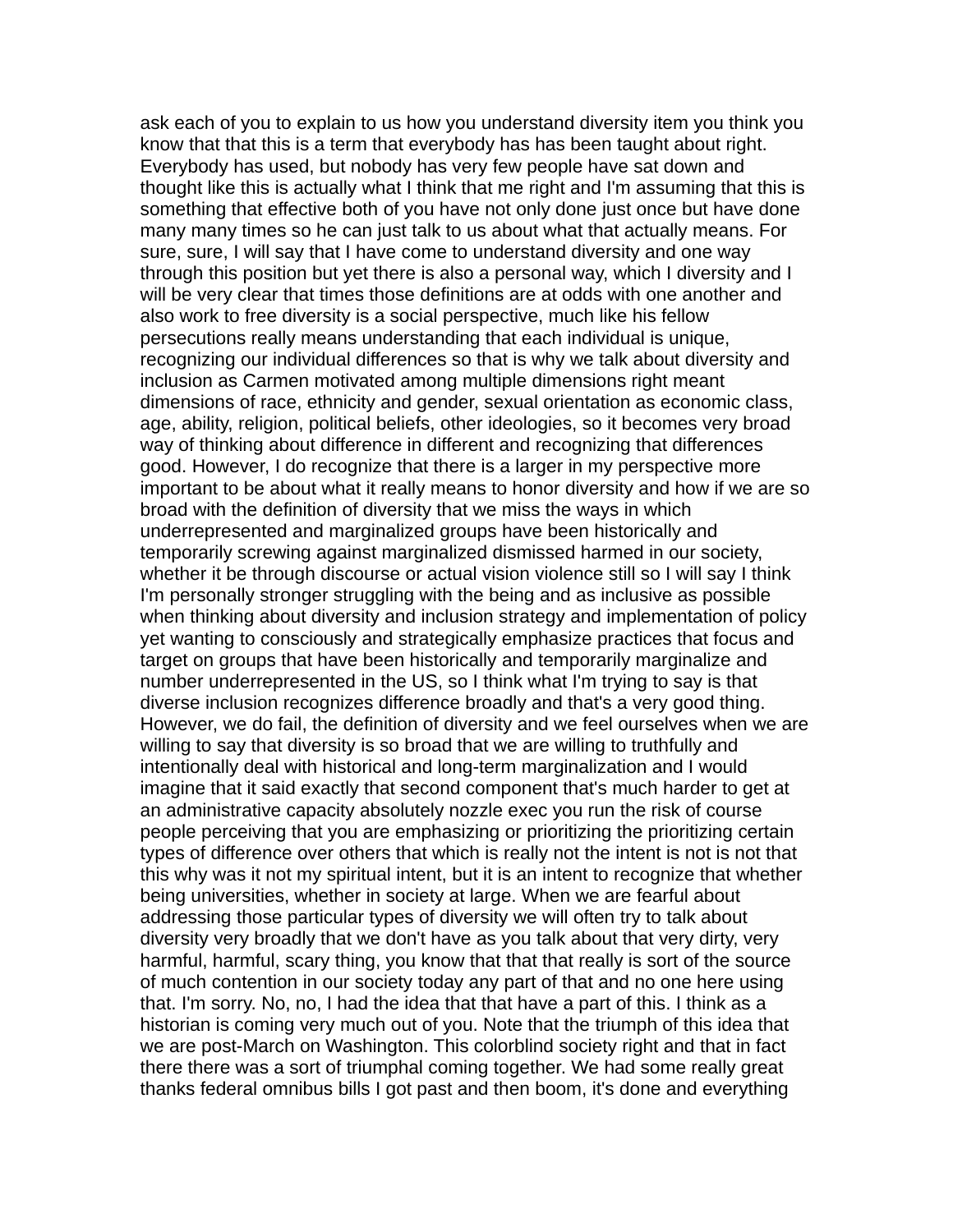ask each of you to explain to us how you understand diversity item you think you know that that this is a term that everybody has has been taught about right. Everybody has used, but nobody has very few people have sat down and thought like this is actually what I think that me right and I'm assuming that this is something that effective both of you have not only done just once but have done many many times so he can just talk to us about what that actually means. For sure, sure, I will say that I have come to understand diversity and one way through this position but yet there is also a personal way, which I diversity and I will be very clear that times those definitions are at odds with one another and also work to free diversity is a social perspective, much like his fellow persecutions really means understanding that each individual is unique, recognizing our individual differences so that is why we talk about diversity and inclusion as Carmen motivated among multiple dimensions right meant dimensions of race, ethnicity and gender, sexual orientation as economic class, age, ability, religion, political beliefs, other ideologies, so it becomes very broad way of thinking about difference in different and recognizing that differences good. However, I do recognize that there is a larger in my perspective more important to be about what it really means to honor diversity and how if we are so broad with the definition of diversity that we miss the ways in which underrepresented and marginalized groups have been historically and temporarily screwing against marginalized dismissed harmed in our society, whether it be through discourse or actual vision violence still so I will say I think I'm personally stronger struggling with the being and as inclusive as possible when thinking about diversity and inclusion strategy and implementation of policy yet wanting to consciously and strategically emphasize practices that focus and target on groups that have been historically and temporarily marginalize and number underrepresented in the US, so I think what I'm trying to say is that diverse inclusion recognizes difference broadly and that's a very good thing. However, we do fail, the definition of diversity and we feel ourselves when we are willing to say that diversity is so broad that we are willing to truthfully and intentionally deal with historical and long-term marginalization and I would imagine that it said exactly that second component that's much harder to get at an administrative capacity absolutely nozzle exec you run the risk of course people perceiving that you are emphasizing or prioritizing the prioritizing certain types of difference over others that which is really not the intent is not is not that this why was it not my spiritual intent, but it is an intent to recognize that whether being universities, whether in society at large. When we are fearful about addressing those particular types of diversity we will often try to talk about diversity very broadly that we don't have as you talk about that very dirty, very harmful, harmful, scary thing, you know that that that really is sort of the source of much contention in our society today any part of that and no one here using that. I'm sorry. No, no, I had the idea that that have a part of this. I think as a historian is coming very much out of you. Note that the triumph of this idea that we are post-March on Washington. This colorblind society right and that in fact there there was a sort of triumphal coming together. We had some really great thanks federal omnibus bills I got past and then boom, it's done and everything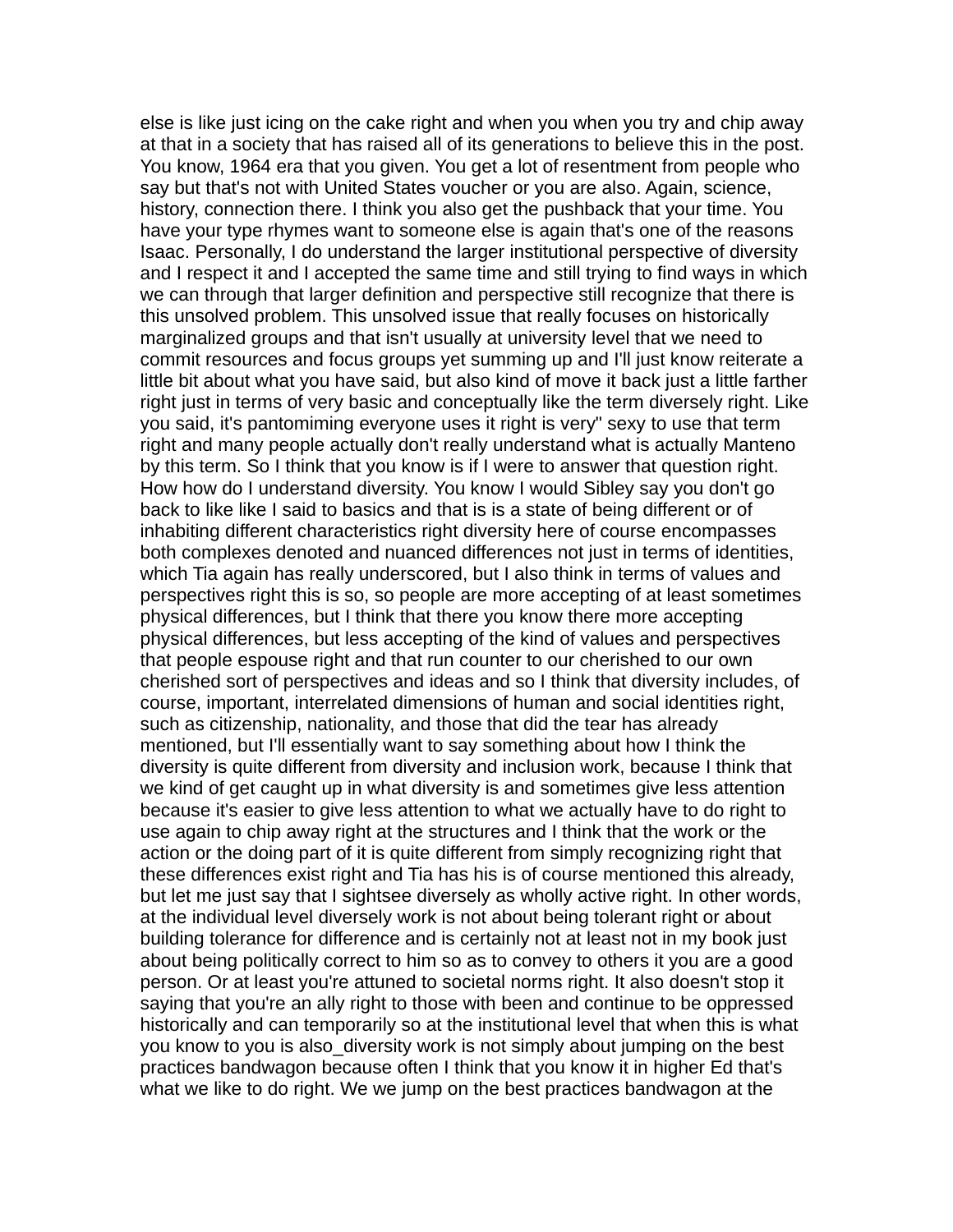else is like just icing on the cake right and when you when you try and chip away at that in a society that has raised all of its generations to believe this in the post. You know, 1964 era that you given. You get a lot of resentment from people who say but that's not with United States voucher or you are also. Again, science, history, connection there. I think you also get the pushback that your time. You have your type rhymes want to someone else is again that's one of the reasons Isaac. Personally, I do understand the larger institutional perspective of diversity and I respect it and I accepted the same time and still trying to find ways in which we can through that larger definition and perspective still recognize that there is this unsolved problem. This unsolved issue that really focuses on historically marginalized groups and that isn't usually at university level that we need to commit resources and focus groups yet summing up and I'll just know reiterate a little bit about what you have said, but also kind of move it back just a little farther right just in terms of very basic and conceptually like the term diversely right. Like you said, it's pantomiming everyone uses it right is very" sexy to use that term right and many people actually don't really understand what is actually Manteno by this term. So I think that you know is if I were to answer that question right. How how do I understand diversity. You know I would Sibley say you don't go back to like like I said to basics and that is is a state of being different or of inhabiting different characteristics right diversity here of course encompasses both complexes denoted and nuanced differences not just in terms of identities, which Tia again has really underscored, but I also think in terms of values and perspectives right this is so, so people are more accepting of at least sometimes physical differences, but I think that there you know there more accepting physical differences, but less accepting of the kind of values and perspectives that people espouse right and that run counter to our cherished to our own cherished sort of perspectives and ideas and so I think that diversity includes, of course, important, interrelated dimensions of human and social identities right, such as citizenship, nationality, and those that did the tear has already mentioned, but I'll essentially want to say something about how I think the diversity is quite different from diversity and inclusion work, because I think that we kind of get caught up in what diversity is and sometimes give less attention because it's easier to give less attention to what we actually have to do right to use again to chip away right at the structures and I think that the work or the action or the doing part of it is quite different from simply recognizing right that these differences exist right and Tia has his is of course mentioned this already, but let me just say that I sightsee diversely as wholly active right. In other words, at the individual level diversely work is not about being tolerant right or about building tolerance for difference and is certainly not at least not in my book just about being politically correct to him so as to convey to others it you are a good person. Or at least you're attuned to societal norms right. It also doesn't stop it saying that you're an ally right to those with been and continue to be oppressed historically and can temporarily so at the institutional level that when this is what you know to you is also_diversity work is not simply about jumping on the best practices bandwagon because often I think that you know it in higher Ed that's what we like to do right. We we jump on the best practices bandwagon at the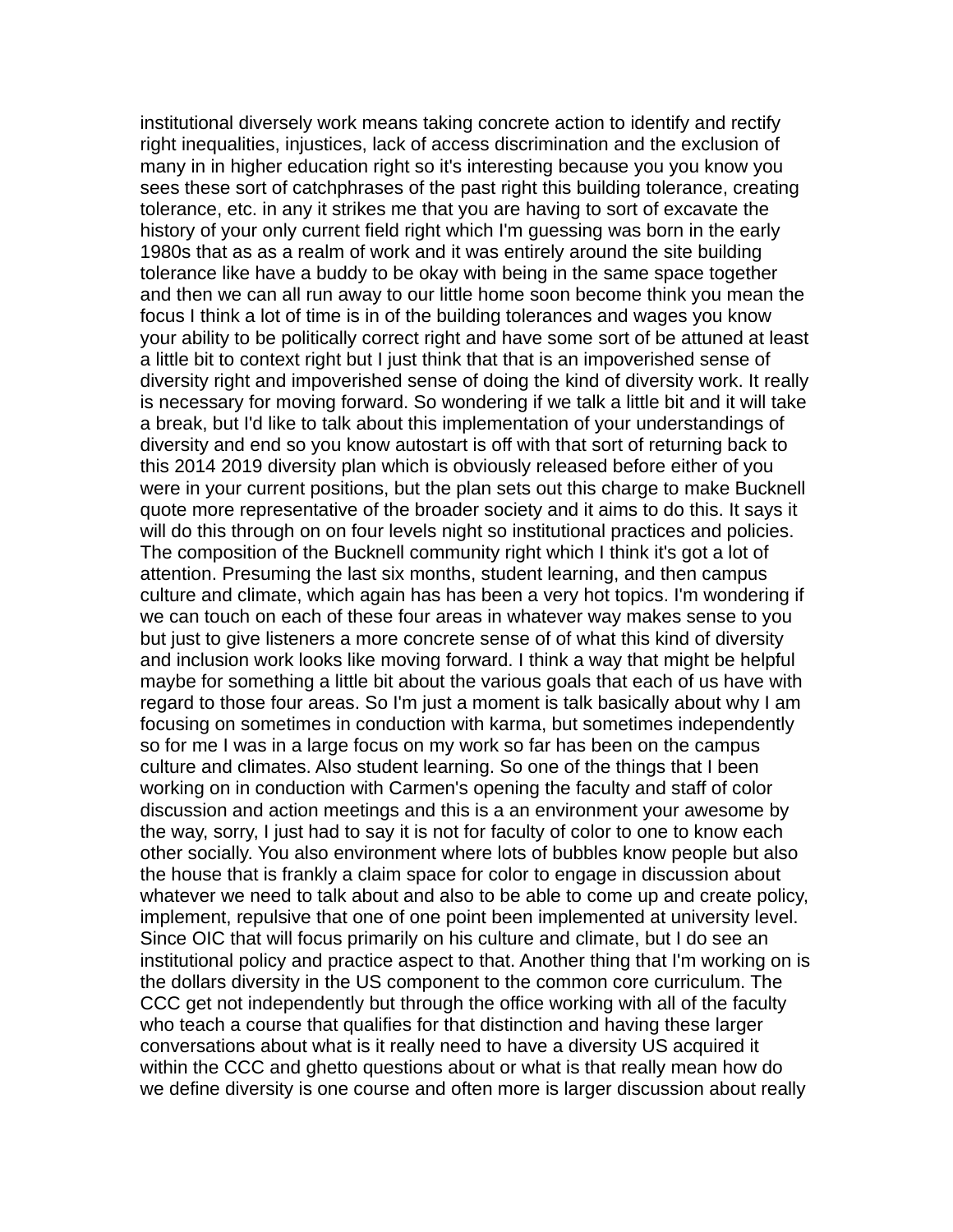institutional diversely work means taking concrete action to identify and rectify right inequalities, injustices, lack of access discrimination and the exclusion of many in in higher education right so it's interesting because you you know you sees these sort of catchphrases of the past right this building tolerance, creating tolerance, etc. in any it strikes me that you are having to sort of excavate the history of your only current field right which I'm guessing was born in the early 1980s that as as a realm of work and it was entirely around the site building tolerance like have a buddy to be okay with being in the same space together and then we can all run away to our little home soon become think you mean the focus I think a lot of time is in of the building tolerances and wages you know your ability to be politically correct right and have some sort of be attuned at least a little bit to context right but I just think that that is an impoverished sense of diversity right and impoverished sense of doing the kind of diversity work. It really is necessary for moving forward. So wondering if we talk a little bit and it will take a break, but I'd like to talk about this implementation of your understandings of diversity and end so you know autostart is off with that sort of returning back to this 2014 2019 diversity plan which is obviously released before either of you were in your current positions, but the plan sets out this charge to make Bucknell quote more representative of the broader society and it aims to do this. It says it will do this through on on four levels night so institutional practices and policies. The composition of the Bucknell community right which I think it's got a lot of attention. Presuming the last six months, student learning, and then campus culture and climate, which again has has been a very hot topics. I'm wondering if we can touch on each of these four areas in whatever way makes sense to you but just to give listeners a more concrete sense of of what this kind of diversity and inclusion work looks like moving forward. I think a way that might be helpful maybe for something a little bit about the various goals that each of us have with regard to those four areas. So I'm just a moment is talk basically about why I am focusing on sometimes in conduction with karma, but sometimes independently so for me I was in a large focus on my work so far has been on the campus culture and climates. Also student learning. So one of the things that I been working on in conduction with Carmen's opening the faculty and staff of color discussion and action meetings and this is a an environment your awesome by the way, sorry, I just had to say it is not for faculty of color to one to know each other socially. You also environment where lots of bubbles know people but also the house that is frankly a claim space for color to engage in discussion about whatever we need to talk about and also to be able to come up and create policy, implement, repulsive that one of one point been implemented at university level. Since OIC that will focus primarily on his culture and climate, but I do see an institutional policy and practice aspect to that. Another thing that I'm working on is the dollars diversity in the US component to the common core curriculum. The CCC get not independently but through the office working with all of the faculty who teach a course that qualifies for that distinction and having these larger conversations about what is it really need to have a diversity US acquired it within the CCC and ghetto questions about or what is that really mean how do we define diversity is one course and often more is larger discussion about really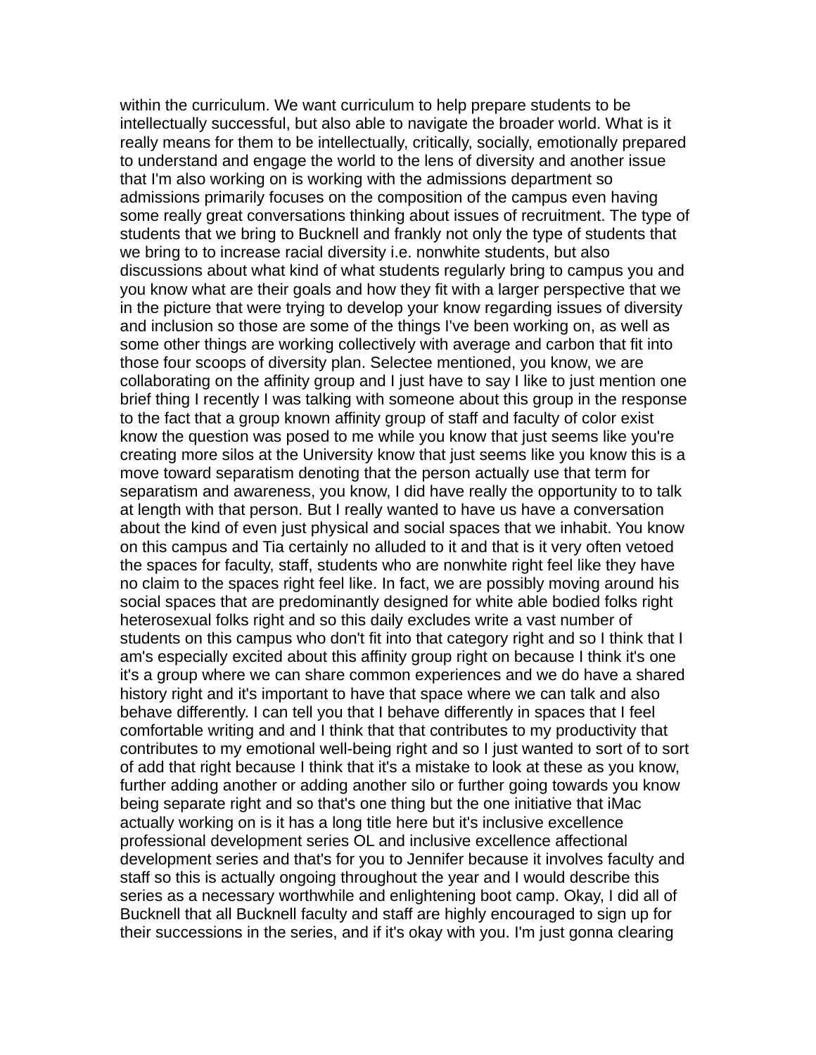within the curriculum. We want curriculum to help prepare students to be intellectually successful, but also able to navigate the broader world. What is it really means for them to be intellectually, critically, socially, emotionally prepared to understand and engage the world to the lens of diversity and another issue that I'm also working on is working with the admissions department so admissions primarily focuses on the composition of the campus even having some really great conversations thinking about issues of recruitment. The type of students that we bring to Bucknell and frankly not only the type of students that we bring to to increase racial diversity i.e. nonwhite students, but also discussions about what kind of what students regularly bring to campus you and you know what are their goals and how they fit with a larger perspective that we in the picture that were trying to develop your know regarding issues of diversity and inclusion so those are some of the things I've been working on, as well as some other things are working collectively with average and carbon that fit into those four scoops of diversity plan. Selectee mentioned, you know, we are collaborating on the affinity group and I just have to say I like to just mention one brief thing I recently I was talking with someone about this group in the response to the fact that a group known affinity group of staff and faculty of color exist know the question was posed to me while you know that just seems like you're creating more silos at the University know that just seems like you know this is a move toward separatism denoting that the person actually use that term for separatism and awareness, you know, I did have really the opportunity to to talk at length with that person. But I really wanted to have us have a conversation about the kind of even just physical and social spaces that we inhabit. You know on this campus and Tia certainly no alluded to it and that is it very often vetoed the spaces for faculty, staff, students who are nonwhite right feel like they have no claim to the spaces right feel like. In fact, we are possibly moving around his social spaces that are predominantly designed for white able bodied folks right heterosexual folks right and so this daily excludes write a vast number of students on this campus who don't fit into that category right and so I think that I am's especially excited about this affinity group right on because I think it's one it's a group where we can share common experiences and we do have a shared history right and it's important to have that space where we can talk and also behave differently. I can tell you that I behave differently in spaces that I feel comfortable writing and and I think that that contributes to my productivity that contributes to my emotional well-being right and so I just wanted to sort of to sort of add that right because I think that it's a mistake to look at these as you know, further adding another or adding another silo or further going towards you know being separate right and so that's one thing but the one initiative that iMac actually working on is it has a long title here but it's inclusive excellence professional development series OL and inclusive excellence affectional development series and that's for you to Jennifer because it involves faculty and staff so this is actually ongoing throughout the year and I would describe this series as a necessary worthwhile and enlightening boot camp. Okay, I did all of Bucknell that all Bucknell faculty and staff are highly encouraged to sign up for their successions in the series, and if it's okay with you. I'm just gonna clearing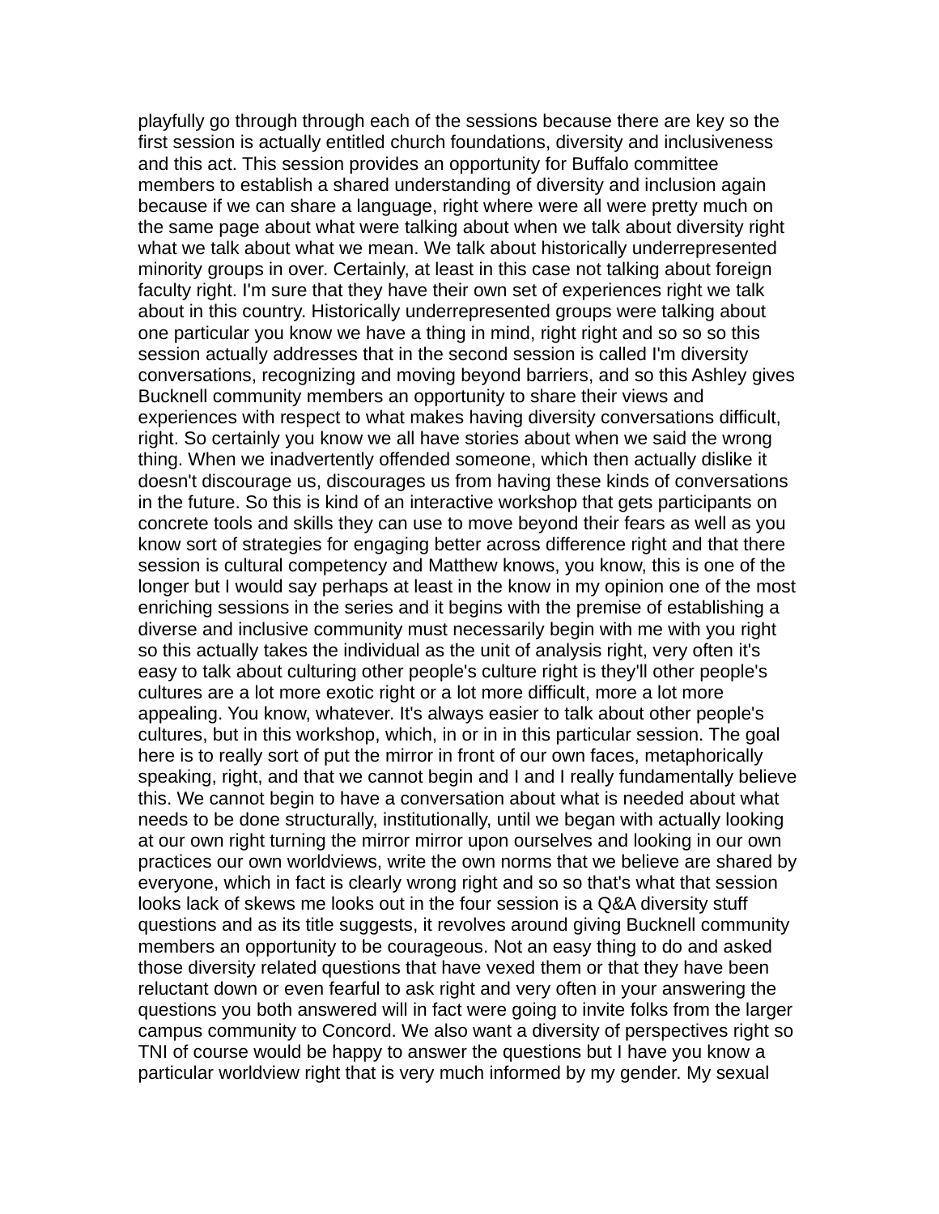playfully go through through each of the sessions because there are key so the first session is actually entitled church foundations, diversity and inclusiveness and this act. This session provides an opportunity for Buffalo committee members to establish a shared understanding of diversity and inclusion again because if we can share a language, right where were all were pretty much on the same page about what were talking about when we talk about diversity right what we talk about what we mean. We talk about historically underrepresented minority groups in over. Certainly, at least in this case not talking about foreign faculty right. I'm sure that they have their own set of experiences right we talk about in this country. Historically underrepresented groups were talking about one particular you know we have a thing in mind, right right and so so so this session actually addresses that in the second session is called I'm diversity conversations, recognizing and moving beyond barriers, and so this Ashley gives Bucknell community members an opportunity to share their views and experiences with respect to what makes having diversity conversations difficult, right. So certainly you know we all have stories about when we said the wrong thing. When we inadvertently offended someone, which then actually dislike it doesn't discourage us, discourages us from having these kinds of conversations in the future. So this is kind of an interactive workshop that gets participants on concrete tools and skills they can use to move beyond their fears as well as you know sort of strategies for engaging better across difference right and that there session is cultural competency and Matthew knows, you know, this is one of the longer but I would say perhaps at least in the know in my opinion one of the most enriching sessions in the series and it begins with the premise of establishing a diverse and inclusive community must necessarily begin with me with you right so this actually takes the individual as the unit of analysis right, very often it's easy to talk about culturing other people's culture right is they'll other people's cultures are a lot more exotic right or a lot more difficult, more a lot more appealing. You know, whatever. It's always easier to talk about other people's cultures, but in this workshop, which, in or in in this particular session. The goal here is to really sort of put the mirror in front of our own faces, metaphorically speaking, right, and that we cannot begin and I and I really fundamentally believe this. We cannot begin to have a conversation about what is needed about what needs to be done structurally, institutionally, until we began with actually looking at our own right turning the mirror mirror upon ourselves and looking in our own practices our own worldviews, write the own norms that we believe are shared by everyone, which in fact is clearly wrong right and so so that's what that session looks lack of skews me looks out in the four session is a Q&A diversity stuff questions and as its title suggests, it revolves around giving Bucknell community members an opportunity to be courageous. Not an easy thing to do and asked those diversity related questions that have vexed them or that they have been reluctant down or even fearful to ask right and very often in your answering the questions you both answered will in fact were going to invite folks from the larger campus community to Concord. We also want a diversity of perspectives right so TNI of course would be happy to answer the questions but I have you know a particular worldview right that is very much informed by my gender. My sexual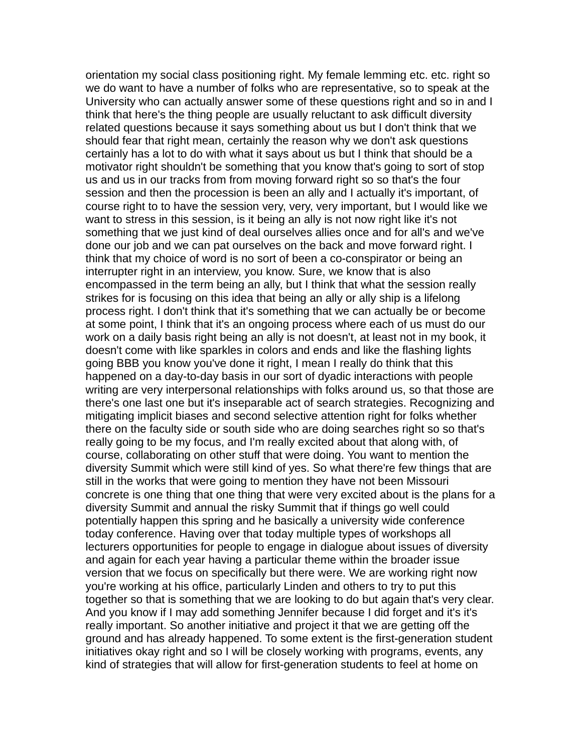orientation my social class positioning right. My female lemming etc. etc. right so we do want to have a number of folks who are representative, so to speak at the University who can actually answer some of these questions right and so in and I think that here's the thing people are usually reluctant to ask difficult diversity related questions because it says something about us but I don't think that we should fear that right mean, certainly the reason why we don't ask questions certainly has a lot to do with what it says about us but I think that should be a motivator right shouldn't be something that you know that's going to sort of stop us and us in our tracks from from moving forward right so so that's the four session and then the procession is been an ally and I actually it's important, of course right to to have the session very, very, very important, but I would like we want to stress in this session, is it being an ally is not now right like it's not something that we just kind of deal ourselves allies once and for all's and we've done our job and we can pat ourselves on the back and move forward right. I think that my choice of word is no sort of been a co-conspirator or being an interrupter right in an interview, you know. Sure, we know that is also encompassed in the term being an ally, but I think that what the session really strikes for is focusing on this idea that being an ally or ally ship is a lifelong process right. I don't think that it's something that we can actually be or become at some point, I think that it's an ongoing process where each of us must do our work on a daily basis right being an ally is not doesn't, at least not in my book, it doesn't come with like sparkles in colors and ends and like the flashing lights going BBB you know you've done it right, I mean I really do think that this happened on a day-to-day basis in our sort of dyadic interactions with people writing are very interpersonal relationships with folks around us, so that those are there's one last one but it's inseparable act of search strategies. Recognizing and mitigating implicit biases and second selective attention right for folks whether there on the faculty side or south side who are doing searches right so so that's really going to be my focus, and I'm really excited about that along with, of course, collaborating on other stuff that were doing. You want to mention the diversity Summit which were still kind of yes. So what there're few things that are still in the works that were going to mention they have not been Missouri concrete is one thing that one thing that were very excited about is the plans for a diversity Summit and annual the risky Summit that if things go well could potentially happen this spring and he basically a university wide conference today conference. Having over that today multiple types of workshops all lecturers opportunities for people to engage in dialogue about issues of diversity and again for each year having a particular theme within the broader issue version that we focus on specifically but there were. We are working right now you're working at his office, particularly Linden and others to try to put this together so that is something that we are looking to do but again that's very clear. And you know if I may add something Jennifer because I did forget and it's it's really important. So another initiative and project it that we are getting off the ground and has already happened. To some extent is the first-generation student initiatives okay right and so I will be closely working with programs, events, any kind of strategies that will allow for first-generation students to feel at home on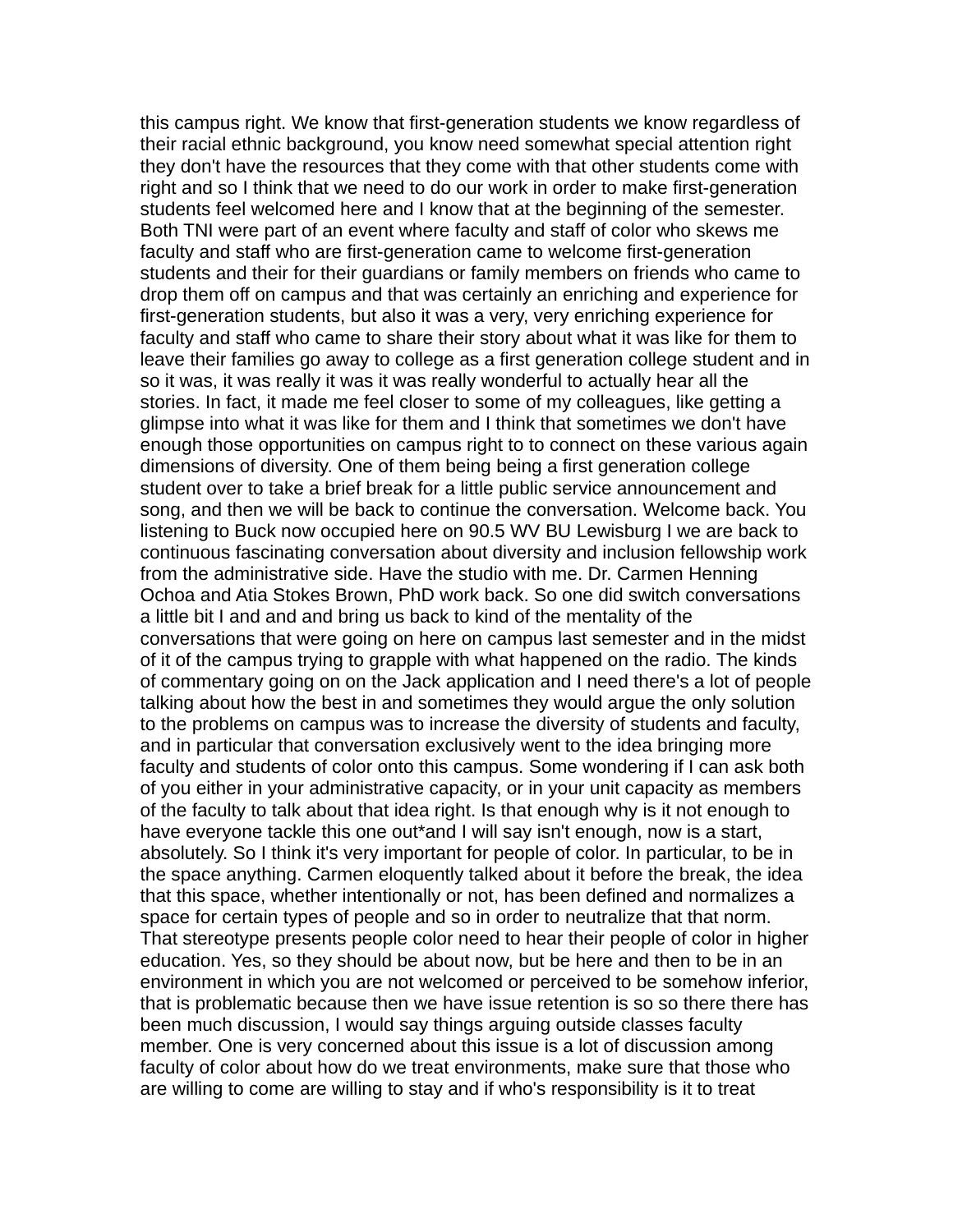this campus right. We know that first-generation students we know regardless of their racial ethnic background, you know need somewhat special attention right they don't have the resources that they come with that other students come with right and so I think that we need to do our work in order to make first-generation students feel welcomed here and I know that at the beginning of the semester. Both TNI were part of an event where faculty and staff of color who skews me faculty and staff who are first-generation came to welcome first-generation students and their for their guardians or family members on friends who came to drop them off on campus and that was certainly an enriching and experience for first-generation students, but also it was a very, very enriching experience for faculty and staff who came to share their story about what it was like for them to leave their families go away to college as a first generation college student and in so it was, it was really it was it was really wonderful to actually hear all the stories. In fact, it made me feel closer to some of my colleagues, like getting a glimpse into what it was like for them and I think that sometimes we don't have enough those opportunities on campus right to to connect on these various again dimensions of diversity. One of them being being a first generation college student over to take a brief break for a little public service announcement and song, and then we will be back to continue the conversation. Welcome back. You listening to Buck now occupied here on 90.5 WV BU Lewisburg I we are back to continuous fascinating conversation about diversity and inclusion fellowship work from the administrative side. Have the studio with me. Dr. Carmen Henning Ochoa and Atia Stokes Brown, PhD work back. So one did switch conversations a little bit I and and and bring us back to kind of the mentality of the conversations that were going on here on campus last semester and in the midst of it of the campus trying to grapple with what happened on the radio. The kinds of commentary going on on the Jack application and I need there's a lot of people talking about how the best in and sometimes they would argue the only solution to the problems on campus was to increase the diversity of students and faculty, and in particular that conversation exclusively went to the idea bringing more faculty and students of color onto this campus. Some wondering if I can ask both of you either in your administrative capacity, or in your unit capacity as members of the faculty to talk about that idea right. Is that enough why is it not enough to have everyone tackle this one out*and I will say isn't enough, now is a start, absolutely. So I think it's very important for people of color. In particular, to be in the space anything. Carmen eloquently talked about it before the break, the idea that this space, whether intentionally or not, has been defined and normalizes a space for certain types of people and so in order to neutralize that that norm. That stereotype presents people color need to hear their people of color in higher education. Yes, so they should be about now, but be here and then to be in an environment in which you are not welcomed or perceived to be somehow inferior, that is problematic because then we have issue retention is so so there there has been much discussion, I would say things arguing outside classes faculty member. One is very concerned about this issue is a lot of discussion among faculty of color about how do we treat environments, make sure that those who are willing to come are willing to stay and if who's responsibility is it to treat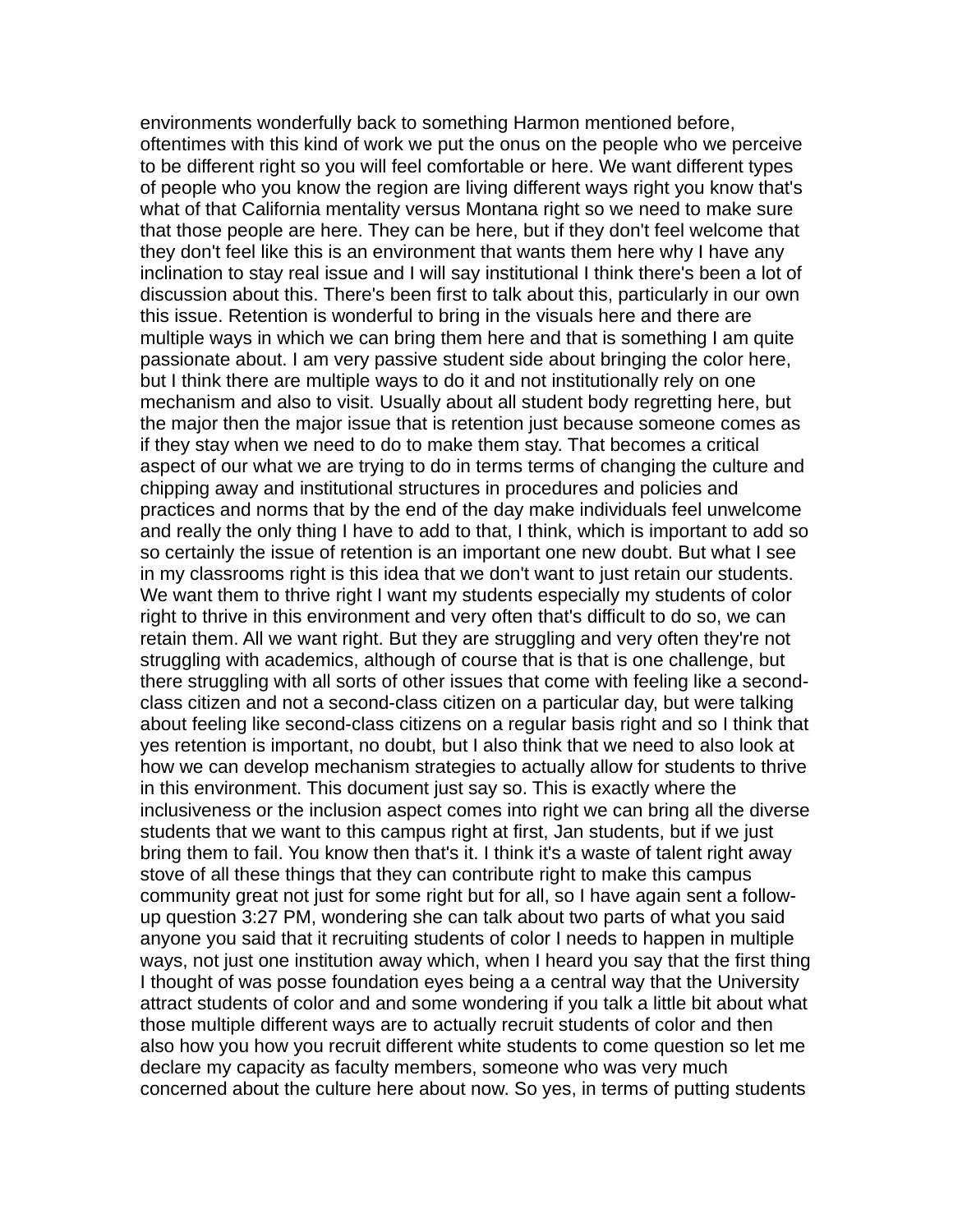environments wonderfully back to something Harmon mentioned before, oftentimes with this kind of work we put the onus on the people who we perceive to be different right so you will feel comfortable or here. We want different types of people who you know the region are living different ways right you know that's what of that California mentality versus Montana right so we need to make sure that those people are here. They can be here, but if they don't feel welcome that they don't feel like this is an environment that wants them here why I have any inclination to stay real issue and I will say institutional I think there's been a lot of discussion about this. There's been first to talk about this, particularly in our own this issue. Retention is wonderful to bring in the visuals here and there are multiple ways in which we can bring them here and that is something I am quite passionate about. I am very passive student side about bringing the color here, but I think there are multiple ways to do it and not institutionally rely on one mechanism and also to visit. Usually about all student body regretting here, but the major then the major issue that is retention just because someone comes as if they stay when we need to do to make them stay. That becomes a critical aspect of our what we are trying to do in terms terms of changing the culture and chipping away and institutional structures in procedures and policies and practices and norms that by the end of the day make individuals feel unwelcome and really the only thing I have to add to that, I think, which is important to add so so certainly the issue of retention is an important one new doubt. But what I see in my classrooms right is this idea that we don't want to just retain our students. We want them to thrive right I want my students especially my students of color right to thrive in this environment and very often that's difficult to do so, we can retain them. All we want right. But they are struggling and very often they're not struggling with academics, although of course that is that is one challenge, but there struggling with all sorts of other issues that come with feeling like a second-class citizen and not a second-class citizen on a particular day, but were talking about feeling like second-class citizens on a regular basis right and so I think that yes retention is important, no doubt, but I also think that we need to also look at how we can develop mechanism strategies to actually allow for students to thrive in this environment. This document just say so. This is exactly where the inclusiveness or the inclusion aspect comes into right we can bring all the diverse students that we want to this campus right at first, Jan students, but if we just bring them to fail. You know then that's it. I think it's a waste of talent right away stove of all these things that they can contribute right to make this campus community great not just for some right but for all, so I have again sent a follow-up question 3:27 PM, wondering she can talk about two parts of what you said anyone you said that it recruiting students of color I needs to happen in multiple ways, not just one institution away which, when I heard you say that the first thing I thought of was posse foundation eyes being a a central way that the University attract students of color and and some wondering if you talk a little bit about what those multiple different ways are to actually recruit students of color and then also how you how you recruit different white students to come question so let me declare my capacity as faculty members, someone who was very much concerned about the culture here about now. So yes, in terms of putting students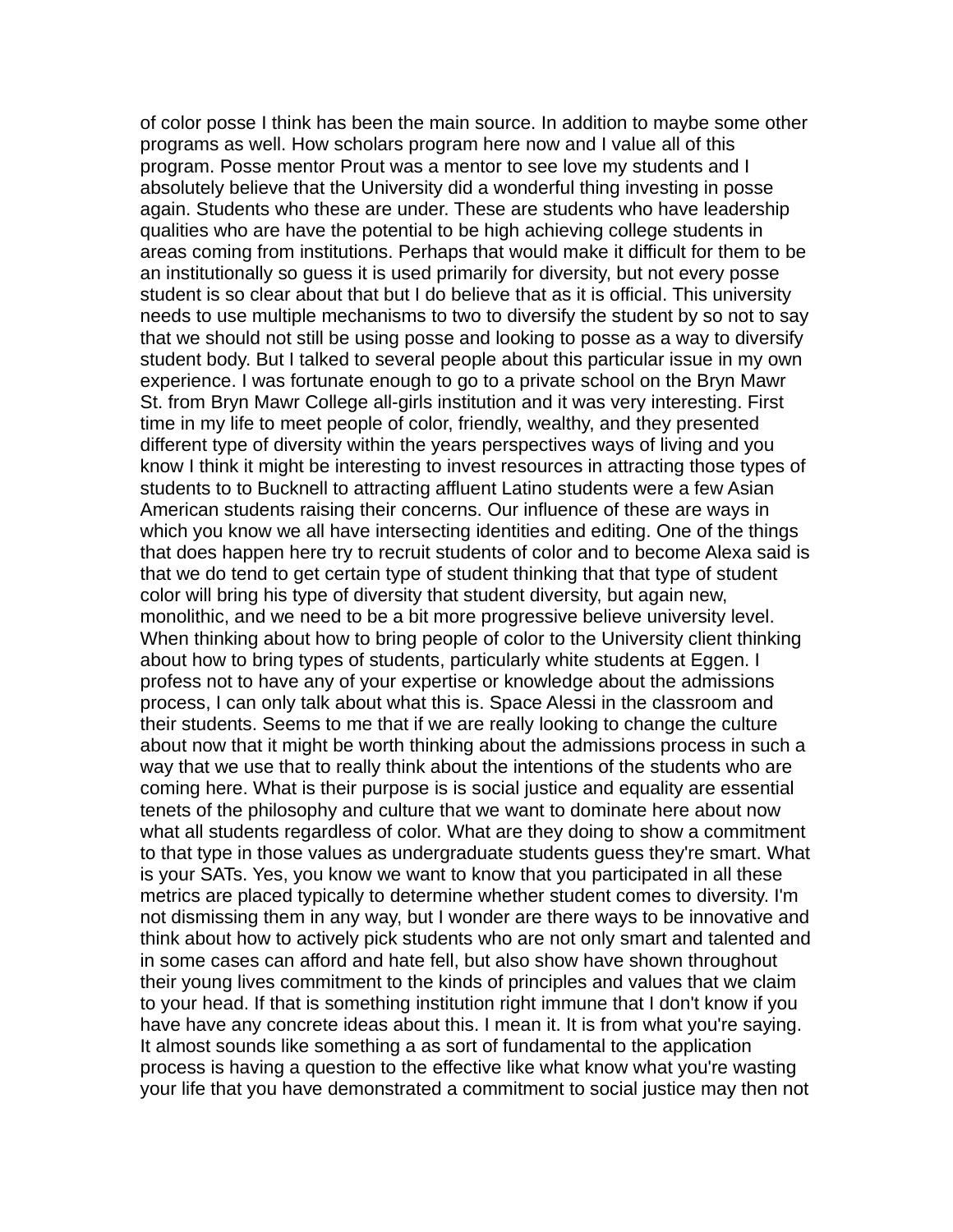of color posse I think has been the main source. In addition to maybe some other programs as well. How scholars program here now and I value all of this program. Posse mentor Prout was a mentor to see love my students and I absolutely believe that the University did a wonderful thing investing in posse again. Students who these are under. These are students who have leadership qualities who are have the potential to be high achieving college students in areas coming from institutions. Perhaps that would make it difficult for them to be an institutionally so guess it is used primarily for diversity, but not every posse student is so clear about that but I do believe that as it is official. This university needs to use multiple mechanisms to two to diversify the student by so not to say that we should not still be using posse and looking to posse as a way to diversify student body. But I talked to several people about this particular issue in my own experience. I was fortunate enough to go to a private school on the Bryn Mawr St. from Bryn Mawr College all-girls institution and it was very interesting. First time in my life to meet people of color, friendly, wealthy, and they presented different type of diversity within the years perspectives ways of living and you know I think it might be interesting to invest resources in attracting those types of students to to Bucknell to attracting affluent Latino students were a few Asian American students raising their concerns. Our influence of these are ways in which you know we all have intersecting identities and editing. One of the things that does happen here try to recruit students of color and to become Alexa said is that we do tend to get certain type of student thinking that that type of student color will bring his type of diversity that student diversity, but again new, monolithic, and we need to be a bit more progressive believe university level. When thinking about how to bring people of color to the University client thinking about how to bring types of students, particularly white students at Eggen. I profess not to have any of your expertise or knowledge about the admissions process, I can only talk about what this is. Space Alessi in the classroom and their students. Seems to me that if we are really looking to change the culture about now that it might be worth thinking about the admissions process in such a way that we use that to really think about the intentions of the students who are coming here. What is their purpose is is social justice and equality are essential tenets of the philosophy and culture that we want to dominate here about now what all students regardless of color. What are they doing to show a commitment to that type in those values as undergraduate students guess they're smart. What is your SATs. Yes, you know we want to know that you participated in all these metrics are placed typically to determine whether student comes to diversity. I'm not dismissing them in any way, but I wonder are there ways to be innovative and think about how to actively pick students who are not only smart and talented and in some cases can afford and hate fell, but also show have shown throughout their young lives commitment to the kinds of principles and values that we claim to your head. If that is something institution right immune that I don't know if you have have any concrete ideas about this. I mean it. It is from what you're saying. It almost sounds like something a as sort of fundamental to the application process is having a question to the effective like what know what you're wasting your life that you have demonstrated a commitment to social justice may then not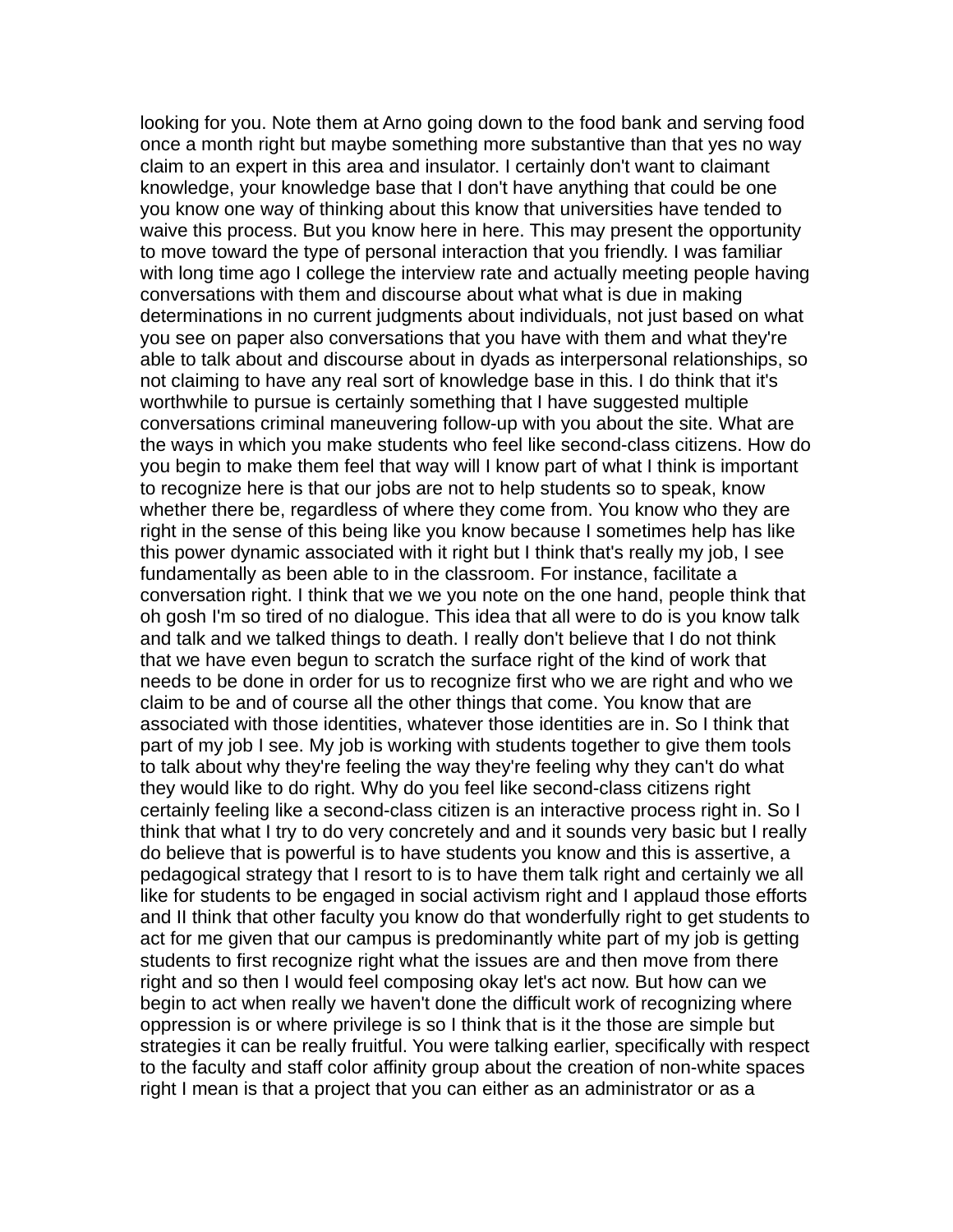looking for you. Note them at Arno going down to the food bank and serving food once a month right but maybe something more substantive than that yes no way claim to an expert in this area and insulator. I certainly don't want to claimant knowledge, your knowledge base that I don't have anything that could be one you know one way of thinking about this know that universities have tended to waive this process. But you know here in here. This may present the opportunity to move toward the type of personal interaction that you friendly. I was familiar with long time ago I college the interview rate and actually meeting people having conversations with them and discourse about what what is due in making determinations in no current judgments about individuals, not just based on what you see on paper also conversations that you have with them and what they're able to talk about and discourse about in dyads as interpersonal relationships, so not claiming to have any real sort of knowledge base in this. I do think that it's worthwhile to pursue is certainly something that I have suggested multiple conversations criminal maneuvering follow-up with you about the site. What are the ways in which you make students who feel like second-class citizens. How do you begin to make them feel that way will I know part of what I think is important to recognize here is that our jobs are not to help students so to speak, know whether there be, regardless of where they come from. You know who they are right in the sense of this being like you know because I sometimes help has like this power dynamic associated with it right but I think that's really my job, I see fundamentally as been able to in the classroom. For instance, facilitate a conversation right. I think that we we you note on the one hand, people think that oh gosh I'm so tired of no dialogue. This idea that all were to do is you know talk and talk and we talked things to death. I really don't believe that I do not think that we have even begun to scratch the surface right of the kind of work that needs to be done in order for us to recognize first who we are right and who we claim to be and of course all the other things that come. You know that are associated with those identities, whatever those identities are in. So I think that part of my job I see. My job is working with students together to give them tools to talk about why they're feeling the way they're feeling why they can't do what they would like to do right. Why do you feel like second-class citizens right certainly feeling like a second-class citizen is an interactive process right in. So I think that what I try to do very concretely and and it sounds very basic but I really do believe that is powerful is to have students you know and this is assertive, a pedagogical strategy that I resort to is to have them talk right and certainly we all like for students to be engaged in social activism right and I applaud those efforts and II think that other faculty you know do that wonderfully right to get students to act for me given that our campus is predominantly white part of my job is getting students to first recognize right what the issues are and then move from there right and so then I would feel composing okay let's act now. But how can we begin to act when really we haven't done the difficult work of recognizing where oppression is or where privilege is so I think that is it the those are simple but strategies it can be really fruitful. You were talking earlier, specifically with respect to the faculty and staff color affinity group about the creation of non-white spaces right I mean is that a project that you can either as an administrator or as a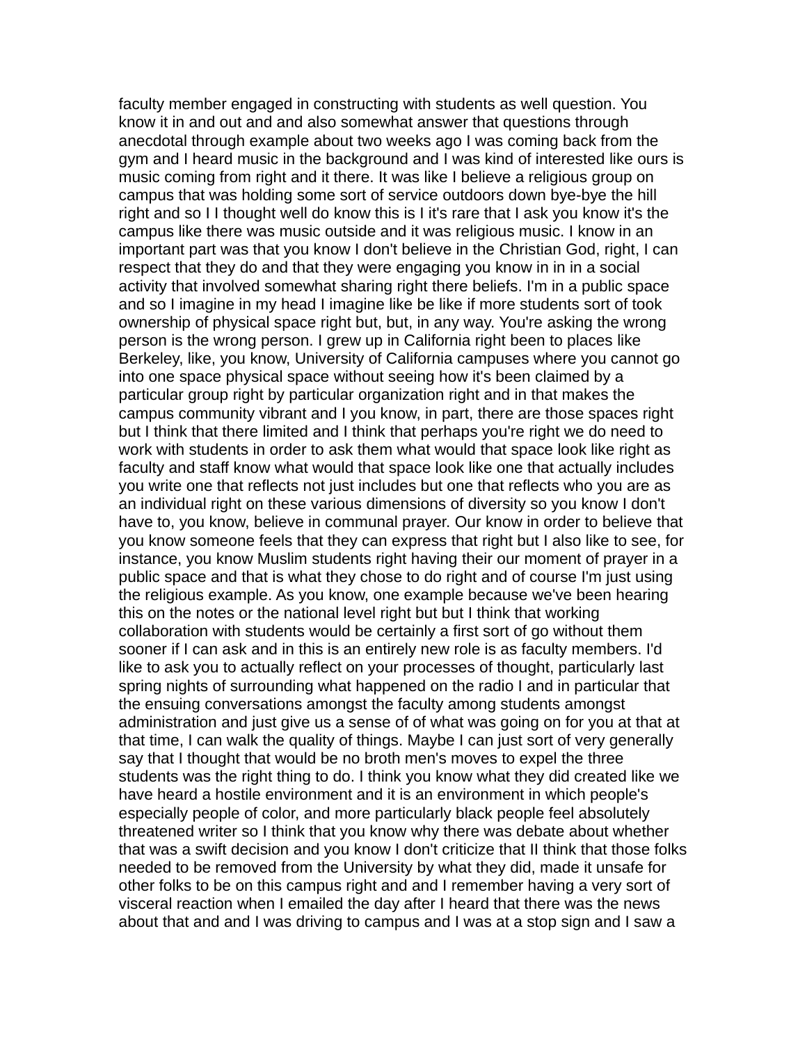faculty member engaged in constructing with students as well question. You know it in and out and and also somewhat answer that questions through anecdotal through example about two weeks ago I was coming back from the gym and I heard music in the background and I was kind of interested like ours is music coming from right and it there. It was like I believe a religious group on campus that was holding some sort of service outdoors down bye-bye the hill right and so I I thought well do know this is I it's rare that I ask you know it's the campus like there was music outside and it was religious music. I know in an important part was that you know I don't believe in the Christian God, right, I can respect that they do and that they were engaging you know in in in a social activity that involved somewhat sharing right there beliefs. I'm in a public space and so I imagine in my head I imagine like be like if more students sort of took ownership of physical space right but, but, in any way. You're asking the wrong person is the wrong person. I grew up in California right been to places like Berkeley, like, you know, University of California campuses where you cannot go into one space physical space without seeing how it's been claimed by a particular group right by particular organization right and in that makes the campus community vibrant and I you know, in part, there are those spaces right but I think that there limited and I think that perhaps you're right we do need to work with students in order to ask them what would that space look like right as faculty and staff know what would that space look like one that actually includes you write one that reflects not just includes but one that reflects who you are as an individual right on these various dimensions of diversity so you know I don't have to, you know, believe in communal prayer. Our know in order to believe that you know someone feels that they can express that right but I also like to see, for instance, you know Muslim students right having their our moment of prayer in a public space and that is what they chose to do right and of course I'm just using the religious example. As you know, one example because we've been hearing this on the notes or the national level right but but I think that working collaboration with students would be certainly a first sort of go without them sooner if I can ask and in this is an entirely new role is as faculty members. I'd like to ask you to actually reflect on your processes of thought, particularly last spring nights of surrounding what happened on the radio I and in particular that the ensuing conversations amongst the faculty among students amongst administration and just give us a sense of of what was going on for you at that at that time, I can walk the quality of things. Maybe I can just sort of very generally say that I thought that would be no broth men's moves to expel the three students was the right thing to do. I think you know what they did created like we have heard a hostile environment and it is an environment in which people's especially people of color, and more particularly black people feel absolutely threatened writer so I think that you know why there was debate about whether that was a swift decision and you know I don't criticize that II think that those folks needed to be removed from the University by what they did, made it unsafe for other folks to be on this campus right and and I remember having a very sort of visceral reaction when I emailed the day after I heard that there was the news about that and and I was driving to campus and I was at a stop sign and I saw a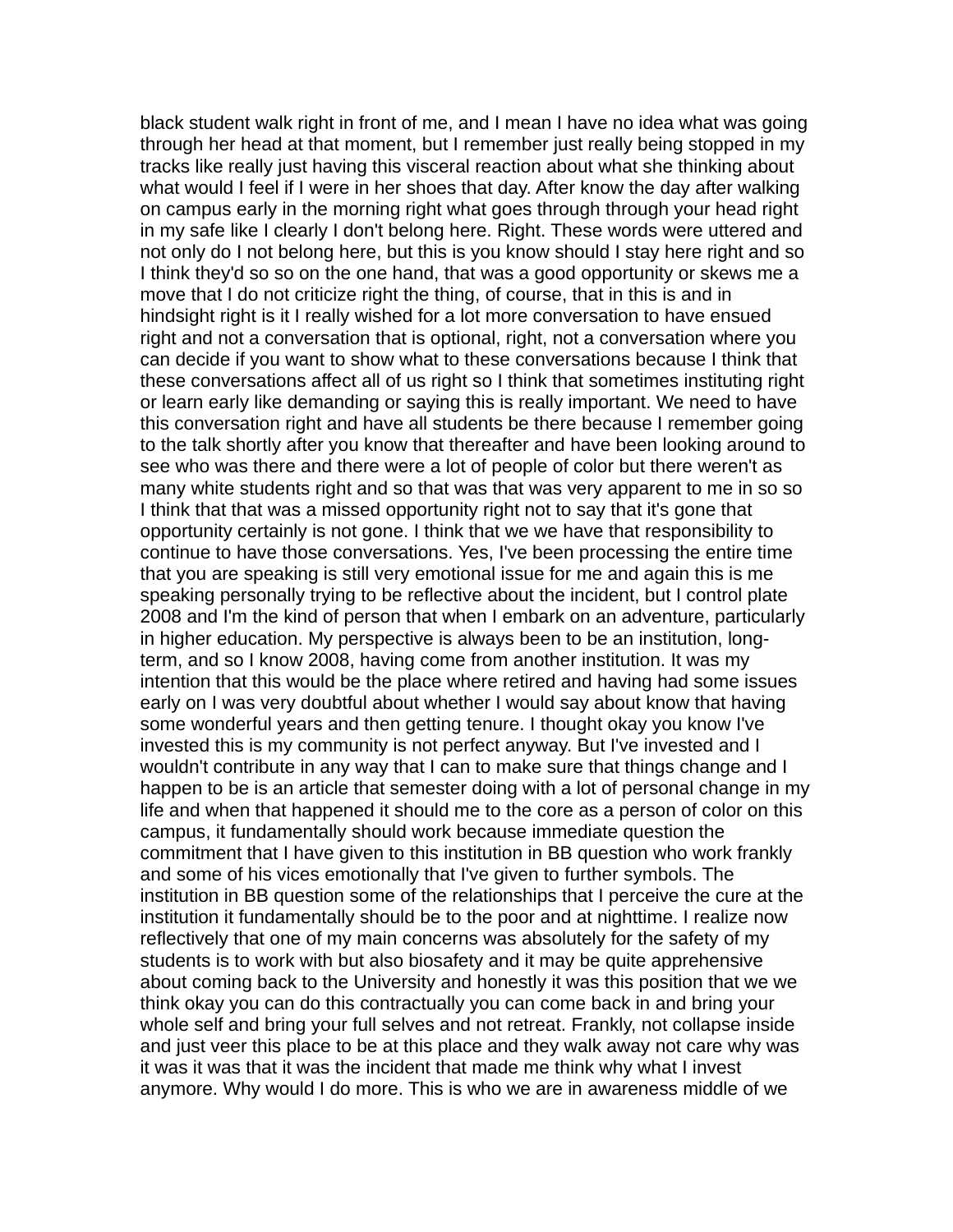black student walk right in front of me, and I mean I have no idea what was going through her head at that moment, but I remember just really being stopped in my tracks like really just having this visceral reaction about what she thinking about what would I feel if I were in her shoes that day. After know the day after walking on campus early in the morning right what goes through through your head right in my safe like I clearly I don't belong here. Right. These words were uttered and not only do I not belong here, but this is you know should I stay here right and so I think they'd so so on the one hand, that was a good opportunity or skews me a move that I do not criticize right the thing, of course, that in this is and in hindsight right is it I really wished for a lot more conversation to have ensued right and not a conversation that is optional, right, not a conversation where you can decide if you want to show what to these conversations because I think that these conversations affect all of us right so I think that sometimes instituting right or learn early like demanding or saying this is really important. We need to have this conversation right and have all students be there because I remember going to the talk shortly after you know that thereafter and have been looking around to see who was there and there were a lot of people of color but there weren't as many white students right and so that was that was very apparent to me in so so I think that that was a missed opportunity right not to say that it's gone that opportunity certainly is not gone. I think that we we have that responsibility to continue to have those conversations. Yes, I've been processing the entire time that you are speaking is still very emotional issue for me and again this is me speaking personally trying to be reflective about the incident, but I control plate 2008 and I'm the kind of person that when I embark on an adventure, particularly in higher education. My perspective is always been to be an institution, long-term, and so I know 2008, having come from another institution. It was my intention that this would be the place where retired and having had some issues early on I was very doubtful about whether I would say about know that having some wonderful years and then getting tenure. I thought okay you know I've invested this is my community is not perfect anyway. But I've invested and I wouldn't contribute in any way that I can to make sure that things change and I happen to be is an article that semester doing with a lot of personal change in my life and when that happened it should me to the core as a person of color on this campus, it fundamentally should work because immediate question the commitment that I have given to this institution in BB question who work frankly and some of his vices emotionally that I've given to further symbols. The institution in BB question some of the relationships that I perceive the cure at the institution it fundamentally should be to the poor and at nighttime. I realize now reflectively that one of my main concerns was absolutely for the safety of my students is to work with but also biosafety and it may be quite apprehensive about coming back to the University and honestly it was this position that we we think okay you can do this contractually you can come back in and bring your whole self and bring your full selves and not retreat. Frankly, not collapse inside and just veer this place to be at this place and they walk away not care why was it was it was that it was the incident that made me think why what I invest anymore. Why would I do more. This is who we are in awareness middle of we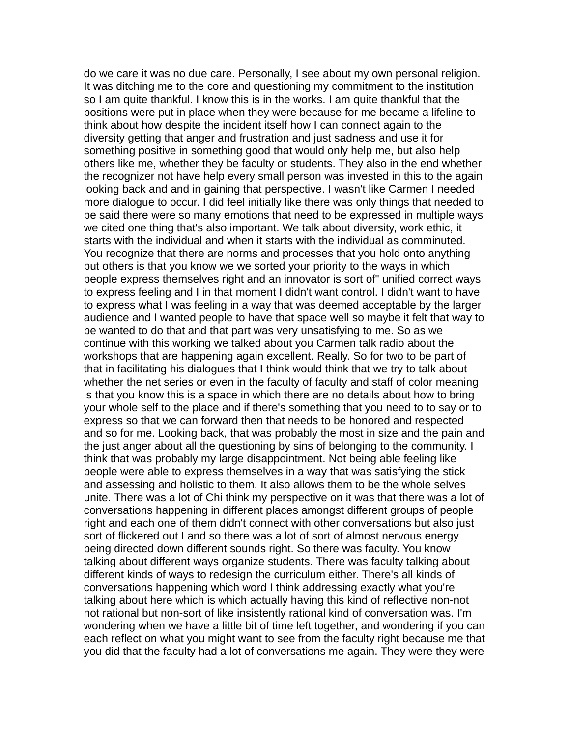do we care it was no due care. Personally, I see about my own personal religion. It was ditching me to the core and questioning my commitment to the institution so I am quite thankful. I know this is in the works. I am quite thankful that the positions were put in place when they were because for me became a lifeline to think about how despite the incident itself how I can connect again to the diversity getting that anger and frustration and just sadness and use it for something positive in something good that would only help me, but also help others like me, whether they be faculty or students. They also in the end whether the recognizer not have help every small person was invested in this to the again looking back and and in gaining that perspective. I wasn't like Carmen I needed more dialogue to occur. I did feel initially like there was only things that needed to be said there were so many emotions that need to be expressed in multiple ways we cited one thing that's also important. We talk about diversity, work ethic, it starts with the individual and when it starts with the individual as comminuted. You recognize that there are norms and processes that you hold onto anything but others is that you know we we sorted your priority to the ways in which people express themselves right and an innovator is sort of" unified correct ways to express feeling and I in that moment I didn't want control. I didn't want to have to express what I was feeling in a way that was deemed acceptable by the larger audience and I wanted people to have that space well so maybe it felt that way to be wanted to do that and that part was very unsatisfying to me. So as we continue with this working we talked about you Carmen talk radio about the workshops that are happening again excellent. Really. So for two to be part of that in facilitating his dialogues that I think would think that we try to talk about whether the net series or even in the faculty of faculty and staff of color meaning is that you know this is a space in which there are no details about how to bring your whole self to the place and if there's something that you need to to say or to express so that we can forward then that needs to be honored and respected and so for me. Looking back, that was probably the most in size and the pain and the just anger about all the questioning by sins of belonging to the community. I think that was probably my large disappointment. Not being able feeling like people were able to express themselves in a way that was satisfying the stick and assessing and holistic to them. It also allows them to be the whole selves unite. There was a lot of Chi think my perspective on it was that there was a lot of conversations happening in different places amongst different groups of people right and each one of them didn't connect with other conversations but also just sort of flickered out I and so there was a lot of sort of almost nervous energy being directed down different sounds right. So there was faculty. You know talking about different ways organize students. There was faculty talking about different kinds of ways to redesign the curriculum either. There's all kinds of conversations happening which word I think addressing exactly what you're talking about here which is which actually having this kind of reflective non-not not rational but non-sort of like insistently rational kind of conversation was. I'm wondering when we have a little bit of time left together, and wondering if you can each reflect on what you might want to see from the faculty right because me that you did that the faculty had a lot of conversations me again. They were they were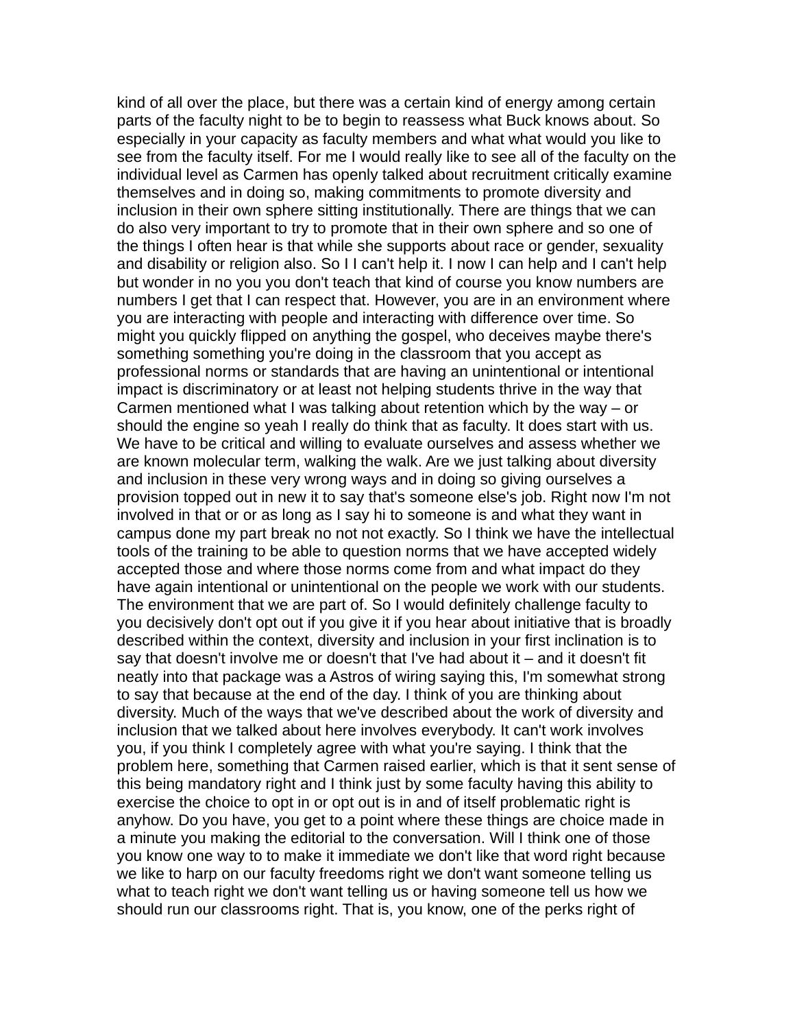kind of all over the place, but there was a certain kind of energy among certain parts of the faculty night to be to begin to reassess what Buck knows about. So especially in your capacity as faculty members and what what would you like to see from the faculty itself. For me I would really like to see all of the faculty on the individual level as Carmen has openly talked about recruitment critically examine themselves and in doing so, making commitments to promote diversity and inclusion in their own sphere sitting institutionally. There are things that we can do also very important to try to promote that in their own sphere and so one of the things I often hear is that while she supports about race or gender, sexuality and disability or religion also. So I I can't help it. I now I can help and I can't help but wonder in no you you don't teach that kind of course you know numbers are numbers I get that I can respect that. However, you are in an environment where you are interacting with people and interacting with difference over time. So might you quickly flipped on anything the gospel, who deceives maybe there's something something you're doing in the classroom that you accept as professional norms or standards that are having an unintentional or intentional impact is discriminatory or at least not helping students thrive in the way that Carmen mentioned what I was talking about retention which by the way – or should the engine so yeah I really do think that as faculty. It does start with us. We have to be critical and willing to evaluate ourselves and assess whether we are known molecular term, walking the walk. Are we just talking about diversity and inclusion in these very wrong ways and in doing so giving ourselves a provision topped out in new it to say that's someone else's job. Right now I'm not involved in that or or as long as I say hi to someone is and what they want in campus done my part break no not not exactly. So I think we have the intellectual tools of the training to be able to question norms that we have accepted widely accepted those and where those norms come from and what impact do they have again intentional or unintentional on the people we work with our students. The environment that we are part of. So I would definitely challenge faculty to you decisively don't opt out if you give it if you hear about initiative that is broadly described within the context, diversity and inclusion in your first inclination is to say that doesn't involve me or doesn't that I've had about it – and it doesn't fit neatly into that package was a Astros of wiring saying this, I'm somewhat strong to say that because at the end of the day. I think of you are thinking about diversity. Much of the ways that we've described about the work of diversity and inclusion that we talked about here involves everybody. It can't work involves you, if you think I completely agree with what you're saying. I think that the problem here, something that Carmen raised earlier, which is that it sent sense of this being mandatory right and I think just by some faculty having this ability to exercise the choice to opt in or opt out is in and of itself problematic right is anyhow. Do you have, you get to a point where these things are choice made in a minute you making the editorial to the conversation. Will I think one of those you know one way to to make it immediate we don't like that word right because we like to harp on our faculty freedoms right we don't want someone telling us what to teach right we don't want telling us or having someone tell us how we should run our classrooms right. That is, you know, one of the perks right of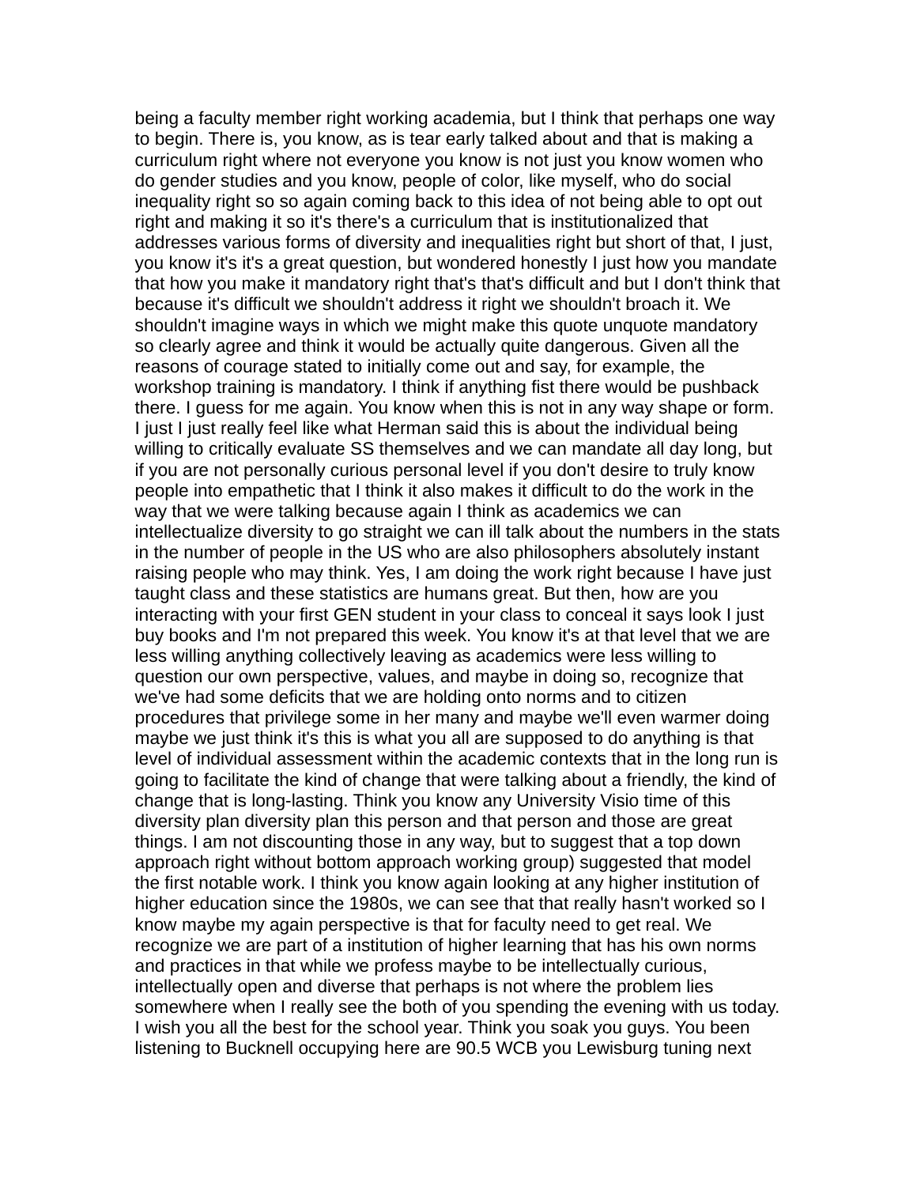being a faculty member right working academia, but I think that perhaps one way to begin. There is, you know, as is tear early talked about and that is making a curriculum right where not everyone you know is not just you know women who do gender studies and you know, people of color, like myself, who do social inequality right so so again coming back to this idea of not being able to opt out right and making it so it's there's a curriculum that is institutionalized that addresses various forms of diversity and inequalities right but short of that, I just, you know it's it's a great question, but wondered honestly I just how you mandate that how you make it mandatory right that's that's difficult and but I don't think that because it's difficult we shouldn't address it right we shouldn't broach it. We shouldn't imagine ways in which we might make this quote unquote mandatory so clearly agree and think it would be actually quite dangerous. Given all the reasons of courage stated to initially come out and say, for example, the workshop training is mandatory. I think if anything fist there would be pushback there. I guess for me again. You know when this is not in any way shape or form. I just I just really feel like what Herman said this is about the individual being willing to critically evaluate SS themselves and we can mandate all day long, but if you are not personally curious personal level if you don't desire to truly know people into empathetic that I think it also makes it difficult to do the work in the way that we were talking because again I think as academics we can intellectualize diversity to go straight we can ill talk about the numbers in the stats in the number of people in the US who are also philosophers absolutely instant raising people who may think. Yes, I am doing the work right because I have just taught class and these statistics are humans great. But then, how are you interacting with your first GEN student in your class to conceal it says look I just buy books and I'm not prepared this week. You know it's at that level that we are less willing anything collectively leaving as academics were less willing to question our own perspective, values, and maybe in doing so, recognize that we've had some deficits that we are holding onto norms and to citizen procedures that privilege some in her many and maybe we'll even warmer doing maybe we just think it's this is what you all are supposed to do anything is that level of individual assessment within the academic contexts that in the long run is going to facilitate the kind of change that were talking about a friendly, the kind of change that is long-lasting. Think you know any University Visio time of this diversity plan diversity plan this person and that person and those are great things. I am not discounting those in any way, but to suggest that a top down approach right without bottom approach working group) suggested that model the first notable work. I think you know again looking at any higher institution of higher education since the 1980s, we can see that that really hasn't worked so I know maybe my again perspective is that for faculty need to get real. We recognize we are part of a institution of higher learning that has his own norms and practices in that while we profess maybe to be intellectually curious, intellectually open and diverse that perhaps is not where the problem lies somewhere when I really see the both of you spending the evening with us today. I wish you all the best for the school year. Think you soak you guys. You been listening to Bucknell occupying here are 90.5 WCB you Lewisburg tuning next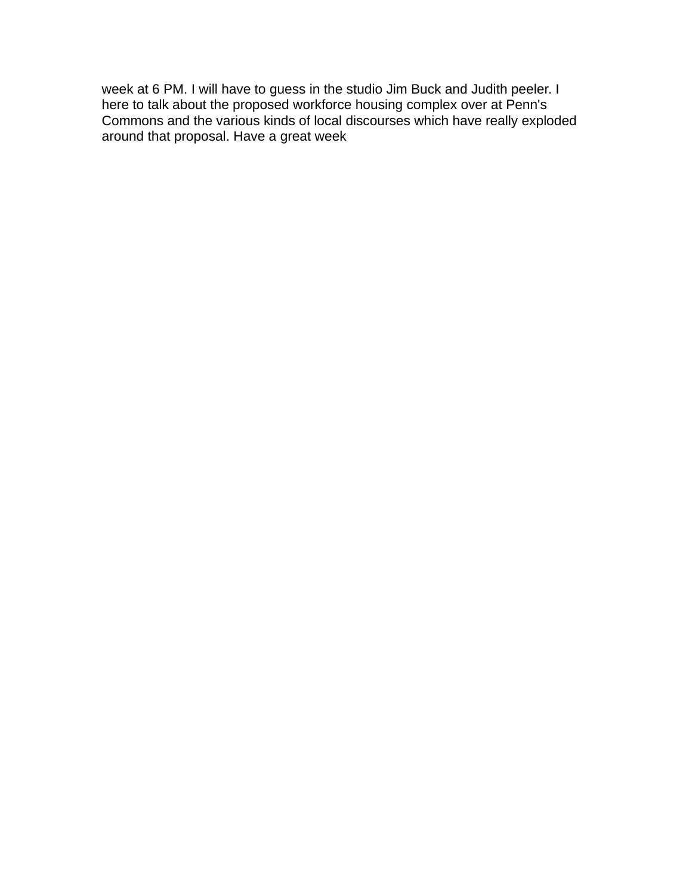week at 6 PM. I will have to guess in the studio Jim Buck and Judith peeler. I here to talk about the proposed workforce housing complex over at Penn's Commons and the various kinds of local discourses which have really exploded around that proposal. Have a great week